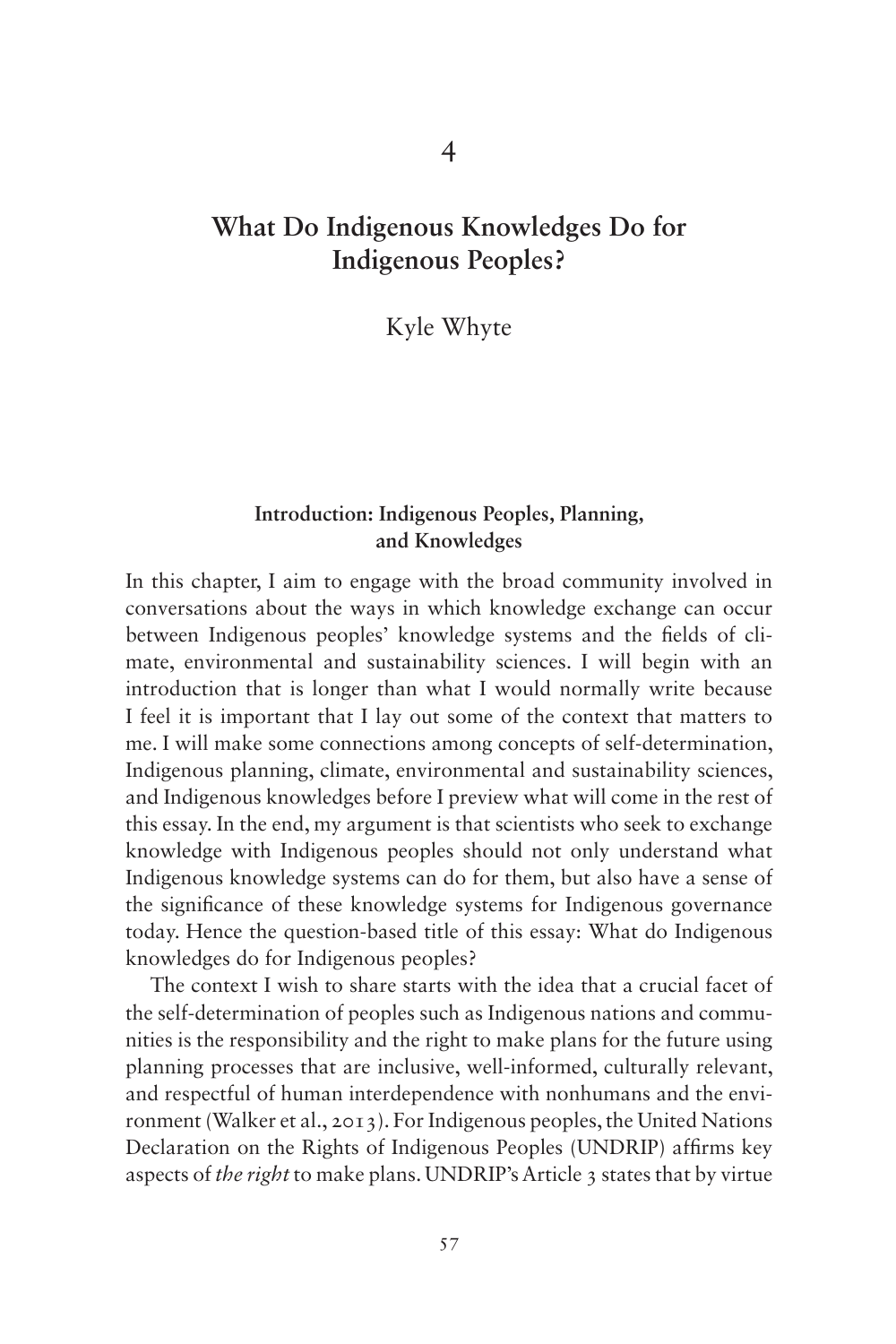4

# What Do Indigenous Knowledges Do for Indigenous Peoples?

Kyle Whyte

## Introduction: Indigenous Peoples, Planning, and Knowledges

In this chapter, I aim to engage with the broad community involved in conversations about the ways in which knowledge exchange can occur between Indigenous peoples' knowledge systems and the fields of climate, environmental and sustainability sciences. I will begin with an introduction that is longer than what I would normally write because I feel it is important that I lay out some of the context that matters to me. I will make some connections among concepts of self-determination, Indigenous planning, climate, environmental and sustainability sciences, and Indigenous knowledges before I preview what will come in the rest of this essay. In the end, my argument is that scientists who seek to exchange knowledge with Indigenous peoples should not only understand what Indigenous knowledge systems can do for them, but also have a sense of the significance of these knowledge systems for Indigenous governance today. Hence the question-based title of this essay: What do Indigenous knowledges do for Indigenous peoples?

The context I wish to share starts with the idea that a crucial facet of the self-determination of peoples such as Indigenous nations and communities is the responsibility and the right to make plans for the future using planning processes that are inclusive, well-informed, culturally relevant, and respectful of human interdependence with nonhumans and the environment (Walker et al., 2013). For Indigenous peoples, the United Nations Declaration on the Rights of Indigenous Peoples (UNDRIP) affirms key aspects of *the right* to make plans. UNDRIP's Article 3 states that by virtue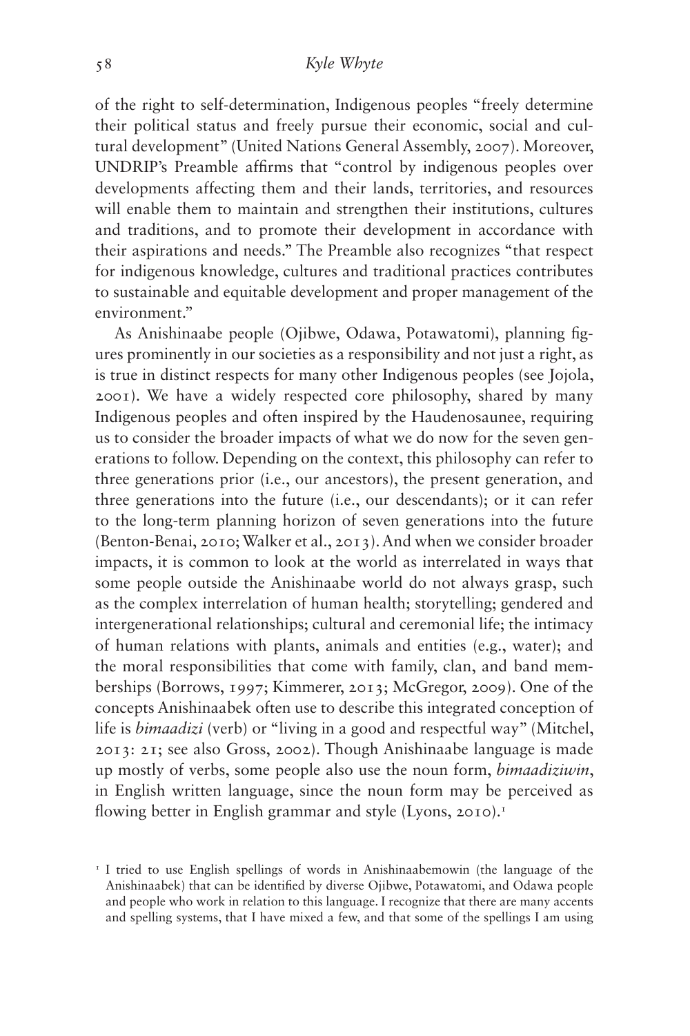of the right to self-determination, Indigenous peoples "freely determine their political status and freely pursue their economic, social and cultural development" (United Nations General Assembly, 2007). Moreover, UNDRIP's Preamble affirms that "control by indigenous peoples over developments affecting them and their lands, territories, and resources will enable them to maintain and strengthen their institutions, cultures and traditions, and to promote their development in accordance with their aspirations and needs." The Preamble also recognizes "that respect for indigenous knowledge, cultures and traditional practices contributes to sustainable and equitable development and proper management of the environment."

As Anishinaabe people (Ojibwe, Odawa, Potawatomi), planning figures prominently in our societies as a responsibility and not just a right, as is true in distinct respects for many other Indigenous peoples (see Jojola, 2001). We have a widely respected core philosophy, shared by many Indigenous peoples and often inspired by the Haudenosaunee, requiring us to consider the broader impacts of what we do now for the seven generations to follow. Depending on the context, this philosophy can refer to three generations prior (i.e., our ancestors), the present generation, and three generations into the future (i.e., our descendants); or it can refer to the long-term planning horizon of seven generations into the future (Benton-Benai, 2010; Walker et al., 2013). And when we consider broader impacts, it is common to look at the world as interrelated in ways that some people outside the Anishinaabe world do not always grasp, such as the complex interrelation of human health; storytelling; gendered and intergenerational relationships; cultural and ceremonial life; the intimacy of human relations with plants, animals and entities (e.g., water); and the moral responsibilities that come with family, clan, and band memberships (Borrows, 1997; Kimmerer, 2013; McGregor, 2009). One of the concepts Anishinaabek often use to describe this integrated conception of life is *bimaadizi* (verb) or "living in a good and respectful way" (Mitchel, 2013: 21; see also Gross, 2002). Though Anishinaabe language is made up mostly of verbs, some people also use the noun form, *bimaadiziwin*, in English written language, since the noun form may be perceived as flowing better in English grammar and style (Lyons, 2010).[1]

[1] I tried to use English spellings of words in Anishinaabemowin (the language of the Anishinaabek) that can be identified by diverse Ojibwe, Potawatomi, and Odawa people and people who work in relation to this language. I recognize that there are many accents and spelling systems, that I have mixed a few, and that some of the spellings I am using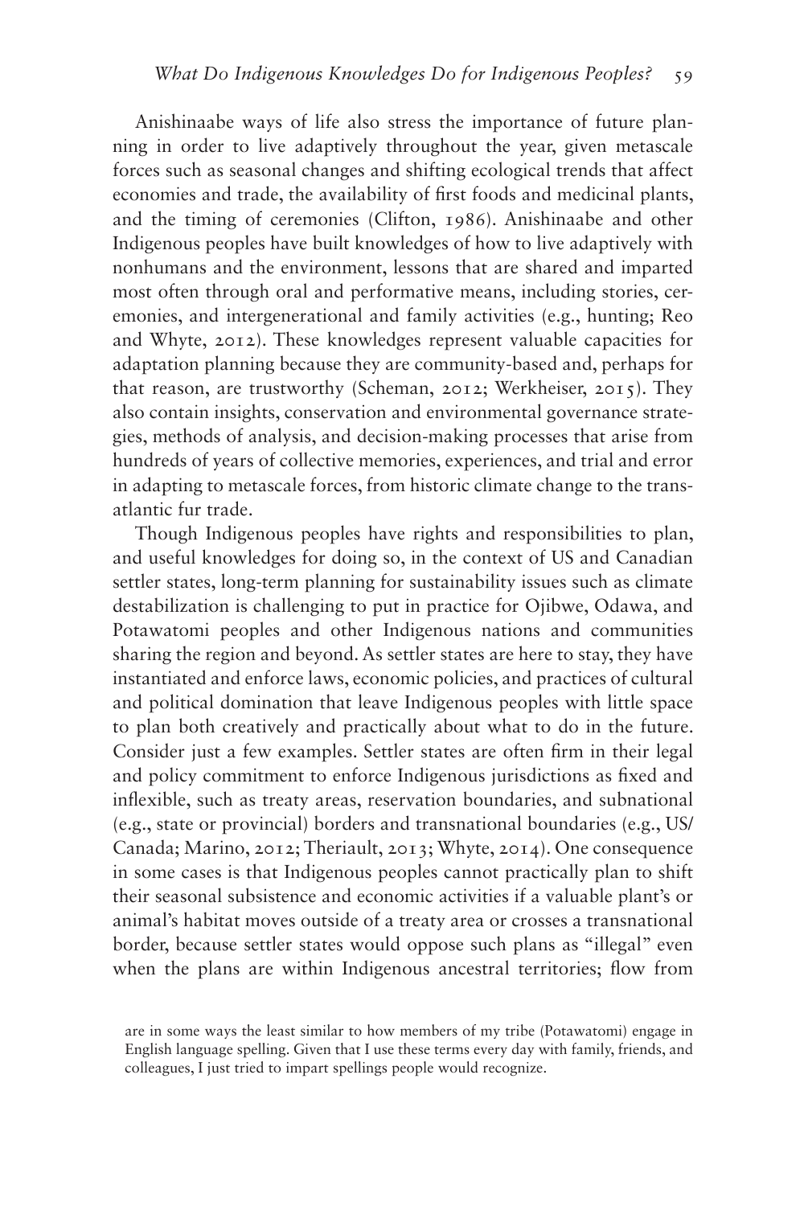Anishinaabe ways of life also stress the importance of future planning in order to live adaptively throughout the year, given metascale forces such as seasonal changes and shifting ecological trends that affect economies and trade, the availability of first foods and medicinal plants, and the timing of ceremonies (Clifton, 1986). Anishinaabe and other Indigenous peoples have built knowledges of how to live adaptively with nonhumans and the environment, lessons that are shared and imparted most often through oral and performative means, including stories, ceremonies, and intergenerational and family activities (e.g., hunting; Reo and Whyte, 2012). These knowledges represent valuable capacities for adaptation planning because they are community-based and, perhaps for that reason, are trustworthy (Scheman, 2012; Werkheiser, 2015). They also contain insights, conservation and environmental governance strategies, methods of analysis, and decision-making processes that arise from hundreds of years of collective memories, experiences, and trial and error in adapting to metascale forces, from historic climate change to the transatlantic fur trade.

Though Indigenous peoples have rights and responsibilities to plan, and useful knowledges for doing so, in the context of US and Canadian settler states, long-term planning for sustainability issues such as climate destabilization is challenging to put in practice for Ojibwe, Odawa, and Potawatomi peoples and other Indigenous nations and communities sharing the region and beyond. As settler states are here to stay, they have instantiated and enforce laws, economic policies, and practices of cultural and political domination that leave Indigenous peoples with little space to plan both creatively and practically about what to do in the future. Consider just a few examples. Settler states are often firm in their legal and policy commitment to enforce Indigenous jurisdictions as fixed and inflexible, such as treaty areas, reservation boundaries, and subnational (e.g., state or provincial) borders and transnational boundaries (e.g., US/Canada; Marino, 2012; Theriault, 2013; Whyte, 2014). One consequence in some cases is that Indigenous peoples cannot practically plan to shift their seasonal subsistence and economic activities if a valuable plant's or animal's habitat moves outside of a treaty area or crosses a transnational border, because settler states would oppose such plans as "illegal" even when the plans are within Indigenous ancestral territories; flow from

are in some ways the least similar to how members of my tribe (Potawatomi) engage in English language spelling. Given that I use these terms every day with family, friends, and colleagues, I just tried to impart spellings people would recognize.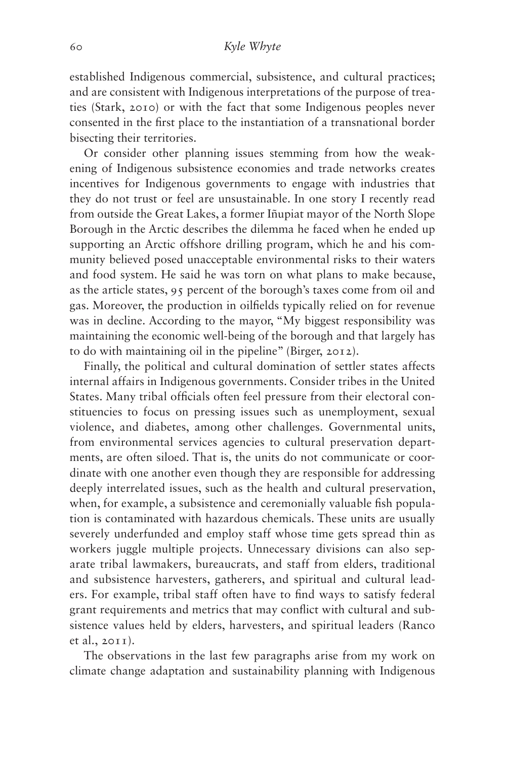established Indigenous commercial, subsistence, and cultural practices; and are consistent with Indigenous interpretations of the purpose of treaties (Stark, 2010) or with the fact that some Indigenous peoples never consented in the first place to the instantiation of a transnational border bisecting their territories.

Or consider other planning issues stemming from how the weakening of Indigenous subsistence economies and trade networks creates incentives for Indigenous governments to engage with industries that they do not trust or feel are unsustainable. In one story I recently read from outside the Great Lakes, a former Iñupiat mayor of the North Slope Borough in the Arctic describes the dilemma he faced when he ended up supporting an Arctic offshore drilling program, which he and his community believed posed unacceptable environmental risks to their waters and food system. He said he was torn on what plans to make because, as the article states, 95 percent of the borough's taxes come from oil and gas. Moreover, the production in oilfields typically relied on for revenue was in decline. According to the mayor, "My biggest responsibility was maintaining the economic well-being of the borough and that largely has to do with maintaining oil in the pipeline" (Birger, 2012).

Finally, the political and cultural domination of settler states affects internal affairs in Indigenous governments. Consider tribes in the United States. Many tribal officials often feel pressure from their electoral constituencies to focus on pressing issues such as unemployment, sexual violence, and diabetes, among other challenges. Governmental units, from environmental services agencies to cultural preservation departments, are often siloed. That is, the units do not communicate or coordinate with one another even though they are responsible for addressing deeply interrelated issues, such as the health and cultural preservation, when, for example, a subsistence and ceremonially valuable fish population is contaminated with hazardous chemicals. These units are usually severely underfunded and employ staff whose time gets spread thin as workers juggle multiple projects. Unnecessary divisions can also separate tribal lawmakers, bureaucrats, and staff from elders, traditional and subsistence harvesters, gatherers, and spiritual and cultural leaders. For example, tribal staff often have to find ways to satisfy federal grant requirements and metrics that may conflict with cultural and subsistence values held by elders, harvesters, and spiritual leaders (Ranco et al., 2011).

The observations in the last few paragraphs arise from my work on climate change adaptation and sustainability planning with Indigenous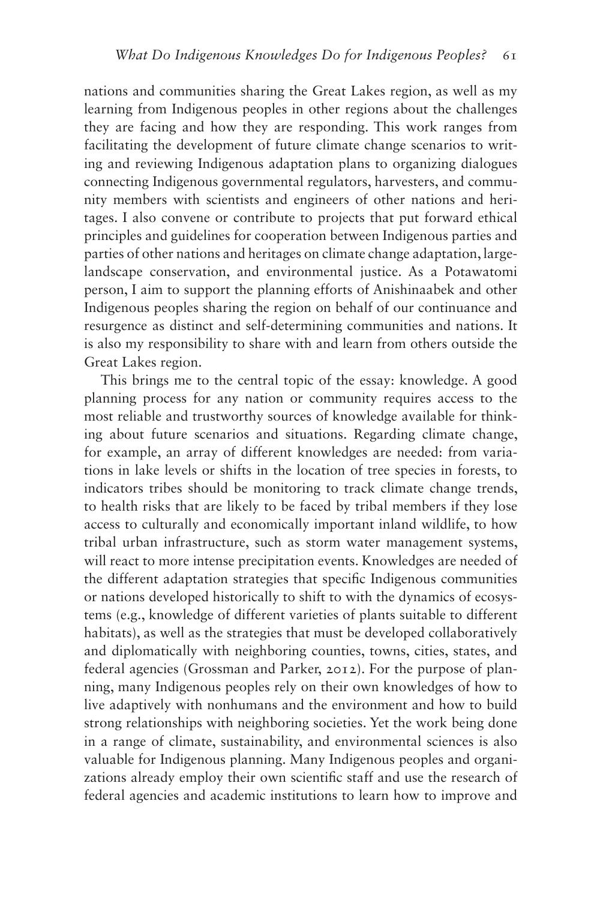nations and communities sharing the Great Lakes region, as well as my learning from Indigenous peoples in other regions about the challenges they are facing and how they are responding. This work ranges from facilitating the development of future climate change scenarios to writing and reviewing Indigenous adaptation plans to organizing dialogues connecting Indigenous governmental regulators, harvesters, and community members with scientists and engineers of other nations and heritages. I also convene or contribute to projects that put forward ethical principles and guidelines for cooperation between Indigenous parties and parties of other nations and heritages on climate change adaptation, large-landscape conservation, and environmental justice. As a Potawatomi person, I aim to support the planning efforts of Anishinaabek and other Indigenous peoples sharing the region on behalf of our continuance and resurgence as distinct and self-determining communities and nations. It is also my responsibility to share with and learn from others outside the Great Lakes region.

This brings me to the central topic of the essay: knowledge. A good planning process for any nation or community requires access to the most reliable and trustworthy sources of knowledge available for thinking about future scenarios and situations. Regarding climate change, for example, an array of different knowledges are needed: from variations in lake levels or shifts in the location of tree species in forests, to indicators tribes should be monitoring to track climate change trends, to health risks that are likely to be faced by tribal members if they lose access to culturally and economically important inland wildlife, to how tribal urban infrastructure, such as storm water management systems, will react to more intense precipitation events. Knowledges are needed of the different adaptation strategies that specific Indigenous communities or nations developed historically to shift to with the dynamics of ecosystems (e.g., knowledge of different varieties of plants suitable to different habitats), as well as the strategies that must be developed collaboratively and diplomatically with neighboring counties, towns, cities, states, and federal agencies (Grossman and Parker, 2012). For the purpose of planning, many Indigenous peoples rely on their own knowledges of how to live adaptively with nonhumans and the environment and how to build strong relationships with neighboring societies. Yet the work being done in a range of climate, sustainability, and environmental sciences is also valuable for Indigenous planning. Many Indigenous peoples and organizations already employ their own scientific staff and use the research of federal agencies and academic institutions to learn how to improve and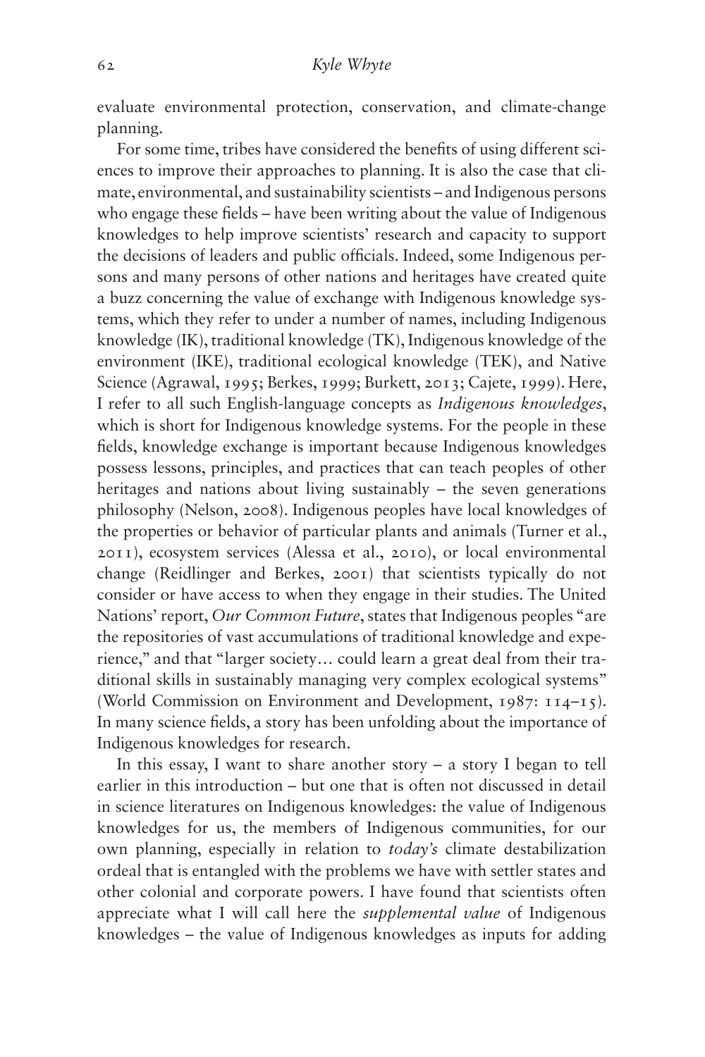evaluate environmental protection, conservation, and climate-change planning.

For some time, tribes have considered the benefits of using different sciences to improve their approaches to planning. It is also the case that climate, environmental, and sustainability scientists – and Indigenous persons who engage these fields – have been writing about the value of Indigenous knowledges to help improve scientists' research and capacity to support the decisions of leaders and public officials. Indeed, some Indigenous persons and many persons of other nations and heritages have created quite a buzz concerning the value of exchange with Indigenous knowledge systems, which they refer to under a number of names, including Indigenous knowledge (IK), traditional knowledge (TK), Indigenous knowledge of the environment (IKE), traditional ecological knowledge (TEK), and Native Science (Agrawal, 1995; Berkes, 1999; Burkett, 2013; Cajete, 1999). Here, I refer to all such English-language concepts as *Indigenous knowledges*, which is short for Indigenous knowledge systems. For the people in these fields, knowledge exchange is important because Indigenous knowledges possess lessons, principles, and practices that can teach peoples of other heritages and nations about living sustainably – the seven generations philosophy (Nelson, 2008). Indigenous peoples have local knowledges of the properties or behavior of particular plants and animals (Turner et al., 2011), ecosystem services (Alessa et al., 2010), or local environmental change (Reidlinger and Berkes, 2001) that scientists typically do not consider or have access to when they engage in their studies. The United Nations' report, *Our Common Future*, states that Indigenous peoples "are the repositories of vast accumulations of traditional knowledge and experience," and that "larger society… could learn a great deal from their traditional skills in sustainably managing very complex ecological systems" (World Commission on Environment and Development, 1987: 114–15). In many science fields, a story has been unfolding about the importance of Indigenous knowledges for research.

In this essay, I want to share another story – a story I began to tell earlier in this introduction – but one that is often not discussed in detail in science literatures on Indigenous knowledges: the value of Indigenous knowledges for us, the members of Indigenous communities, for our own planning, especially in relation to *today's* climate destabilization ordeal that is entangled with the problems we have with settler states and other colonial and corporate powers. I have found that scientists often appreciate what I will call here the *supplemental value* of Indigenous knowledges – the value of Indigenous knowledges as inputs for adding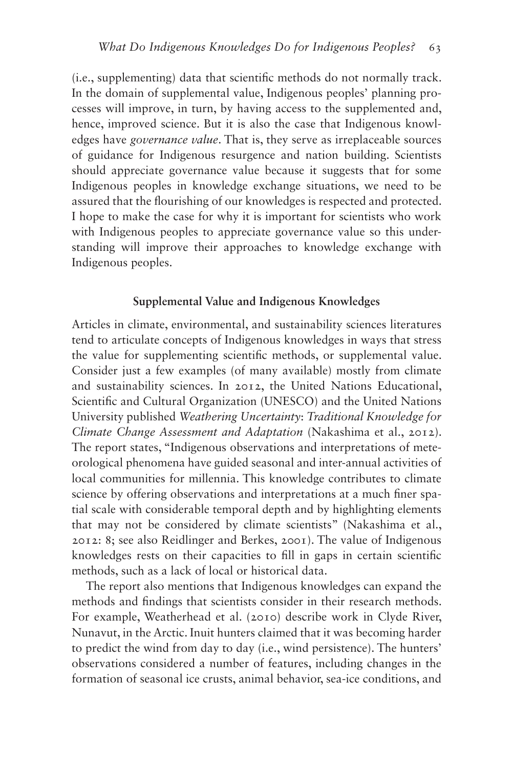(i.e., supplementing) data that scientific methods do not normally track. In the domain of supplemental value, Indigenous peoples' planning processes will improve, in turn, by having access to the supplemented and, hence, improved science. But it is also the case that Indigenous knowledges have *governance value*. That is, they serve as irreplaceable sources of guidance for Indigenous resurgence and nation building. Scientists should appreciate governance value because it suggests that for some Indigenous peoples in knowledge exchange situations, we need to be assured that the flourishing of our knowledges is respected and protected. I hope to make the case for why it is important for scientists who work with Indigenous peoples to appreciate governance value so this understanding will improve their approaches to knowledge exchange with Indigenous peoples.

## Supplemental Value and Indigenous Knowledges

Articles in climate, environmental, and sustainability sciences literatures tend to articulate concepts of Indigenous knowledges in ways that stress the value for supplementing scientific methods, or supplemental value. Consider just a few examples (of many available) mostly from climate and sustainability sciences. In 2012, the United Nations Educational, Scientific and Cultural Organization (UNESCO) and the United Nations University published *Weathering Uncertainty*: *Traditional Knowledge for Climate Change Assessment and Adaptation* (Nakashima et al., 2012). The report states, "Indigenous observations and interpretations of meteorological phenomena have guided seasonal and inter-annual activities of local communities for millennia. This knowledge contributes to climate science by offering observations and interpretations at a much finer spatial scale with considerable temporal depth and by highlighting elements that may not be considered by climate scientists" (Nakashima et al., 2012: 8; see also Reidlinger and Berkes, 2001). The value of Indigenous knowledges rests on their capacities to fill in gaps in certain scientific methods, such as a lack of local or historical data.

The report also mentions that Indigenous knowledges can expand the methods and findings that scientists consider in their research methods. For example, Weatherhead et al. (2010) describe work in Clyde River, Nunavut, in the Arctic. Inuit hunters claimed that it was becoming harder to predict the wind from day to day (i.e., wind persistence). The hunters' observations considered a number of features, including changes in the formation of seasonal ice crusts, animal behavior, sea-ice conditions, and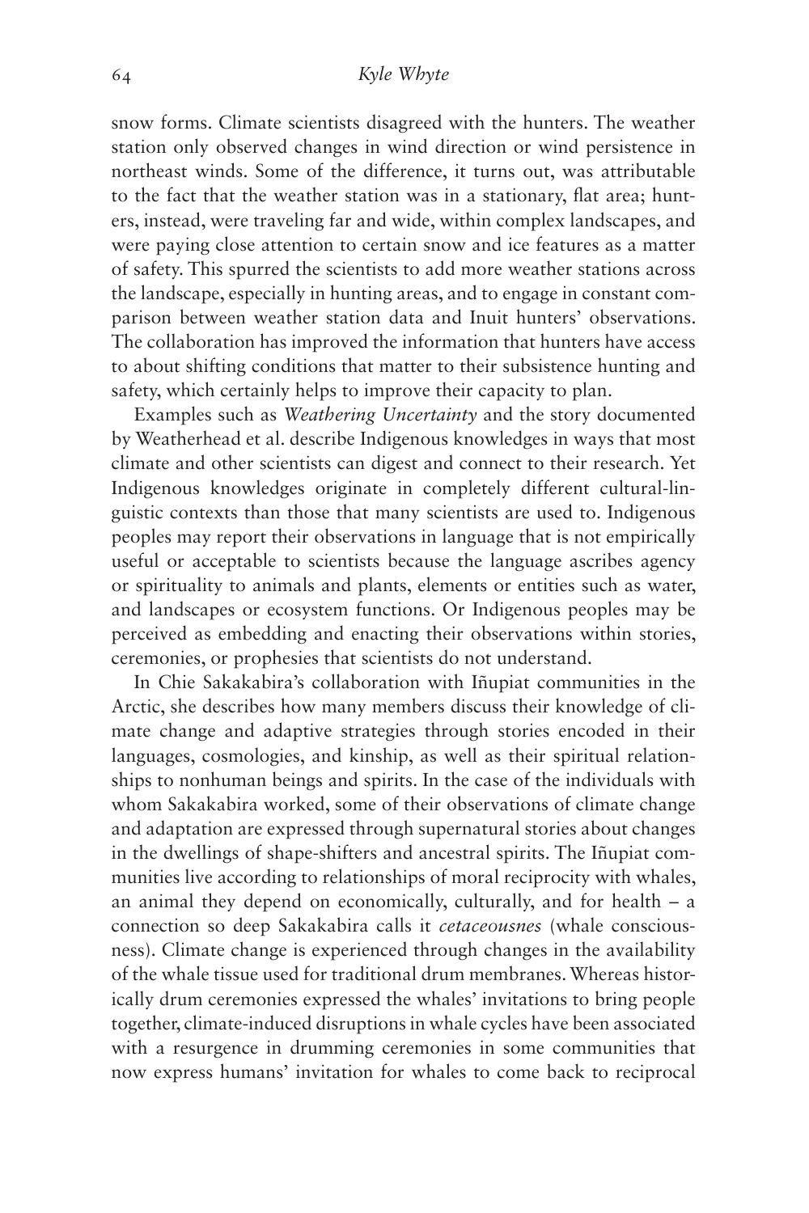snow forms. Climate scientists disagreed with the hunters. The weather station only observed changes in wind direction or wind persistence in northeast winds. Some of the difference, it turns out, was attributable to the fact that the weather station was in a stationary, flat area; hunters, instead, were traveling far and wide, within complex landscapes, and were paying close attention to certain snow and ice features as a matter of safety. This spurred the scientists to add more weather stations across the landscape, especially in hunting areas, and to engage in constant comparison between weather station data and Inuit hunters' observations. The collaboration has improved the information that hunters have access to about shifting conditions that matter to their subsistence hunting and safety, which certainly helps to improve their capacity to plan.

Examples such as *Weathering Uncertainty* and the story documented by Weatherhead et al. describe Indigenous knowledges in ways that most climate and other scientists can digest and connect to their research. Yet Indigenous knowledges originate in completely different cultural-linguistic contexts than those that many scientists are used to. Indigenous peoples may report their observations in language that is not empirically useful or acceptable to scientists because the language ascribes agency or spirituality to animals and plants, elements or entities such as water, and landscapes or ecosystem functions. Or Indigenous peoples may be perceived as embedding and enacting their observations within stories, ceremonies, or prophesies that scientists do not understand.

In Chie Sakakabira's collaboration with Iñupiat communities in the Arctic, she describes how many members discuss their knowledge of climate change and adaptive strategies through stories encoded in their languages, cosmologies, and kinship, as well as their spiritual relationships to nonhuman beings and spirits. In the case of the individuals with whom Sakakabira worked, some of their observations of climate change and adaptation are expressed through supernatural stories about changes in the dwellings of shape-shifters and ancestral spirits. The Iñupiat communities live according to relationships of moral reciprocity with whales, an animal they depend on economically, culturally, and for health – a connection so deep Sakakabira calls it *cetaceousnes* (whale consciousness). Climate change is experienced through changes in the availability of the whale tissue used for traditional drum membranes. Whereas historically drum ceremonies expressed the whales' invitations to bring people together, climate-induced disruptions in whale cycles have been associated with a resurgence in drumming ceremonies in some communities that now express humans' invitation for whales to come back to reciprocal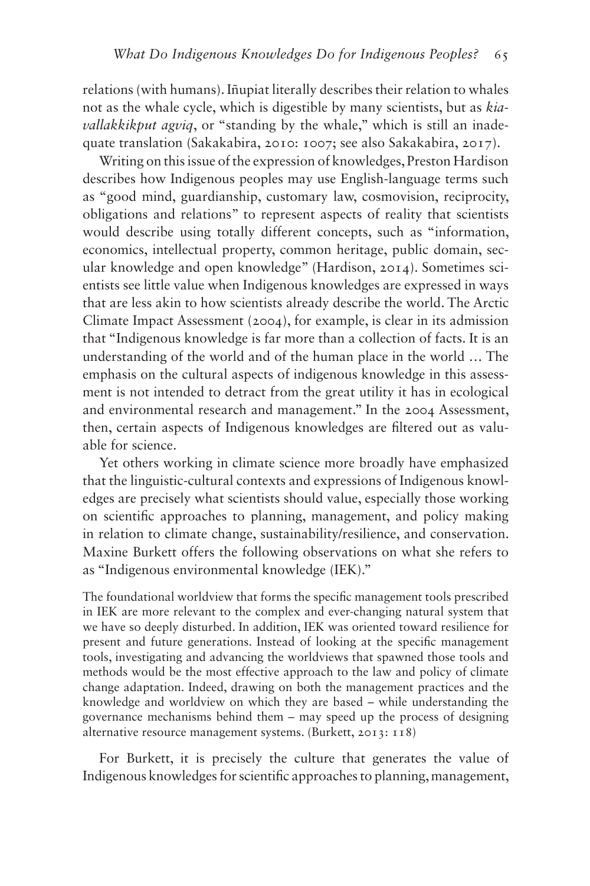relations (with humans). Iñupiat literally describes their relation to whales not as the whale cycle, which is digestible by many scientists, but as *kiavallakkikput agviq*, or "standing by the whale," which is still an inadequate translation (Sakakabira, 2010: 1007; see also Sakakabira, 2017).

Writing on this issue of the expression of knowledges, Preston Hardison describes how Indigenous peoples may use English-language terms such as "good mind, guardianship, customary law, cosmovision, reciprocity, obligations and relations" to represent aspects of reality that scientists would describe using totally different concepts, such as "information, economics, intellectual property, common heritage, public domain, secular knowledge and open knowledge" (Hardison, 2014). Sometimes scientists see little value when Indigenous knowledges are expressed in ways that are less akin to how scientists already describe the world. The Arctic Climate Impact Assessment (2004), for example, is clear in its admission that "Indigenous knowledge is far more than a collection of facts. It is an understanding of the world and of the human place in the world … The emphasis on the cultural aspects of indigenous knowledge in this assessment is not intended to detract from the great utility it has in ecological and environmental research and management." In the 2004 Assessment, then, certain aspects of Indigenous knowledges are filtered out as valuable for science.

Yet others working in climate science more broadly have emphasized that the linguistic-cultural contexts and expressions of Indigenous knowledges are precisely what scientists should value, especially those working on scientific approaches to planning, management, and policy making in relation to climate change, sustainability/resilience, and conservation. Maxine Burkett offers the following observations on what she refers to as "Indigenous environmental knowledge (IEK)."

> The foundational worldview that forms the specific management tools prescribed in IEK are more relevant to the complex and ever-changing natural system that we have so deeply disturbed. In addition, IEK was oriented toward resilience for present and future generations. Instead of looking at the specific management tools, investigating and advancing the worldviews that spawned those tools and methods would be the most effective approach to the law and policy of climate change adaptation. Indeed, drawing on both the management practices and the knowledge and worldview on which they are based – while understanding the governance mechanisms behind them – may speed up the process of designing alternative resource management systems. (Burkett, 2013: 118)

For Burkett, it is precisely the culture that generates the value of Indigenous knowledges for scientific approaches to planning, management,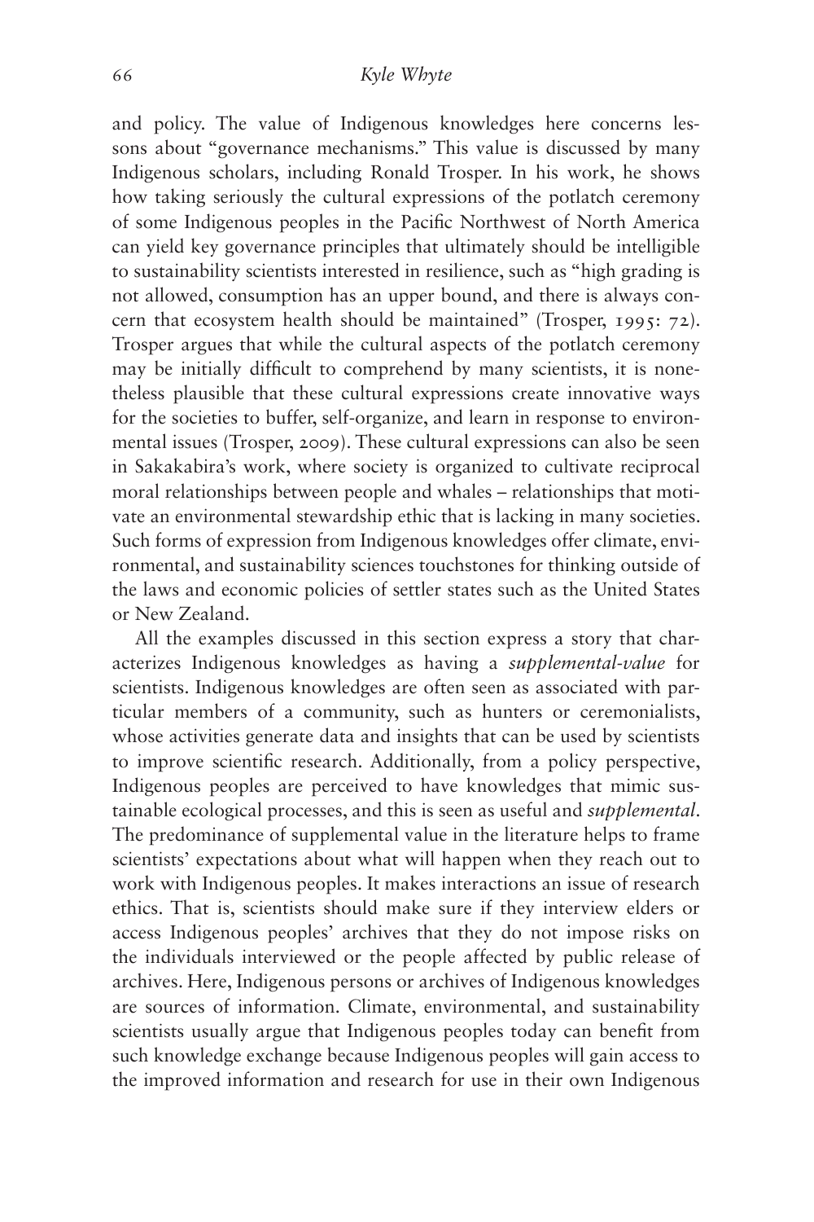and policy. The value of Indigenous knowledges here concerns lessons about "governance mechanisms." This value is discussed by many Indigenous scholars, including Ronald Trosper. In his work, he shows how taking seriously the cultural expressions of the potlatch ceremony of some Indigenous peoples in the Pacific Northwest of North America can yield key governance principles that ultimately should be intelligible to sustainability scientists interested in resilience, such as "high grading is not allowed, consumption has an upper bound, and there is always concern that ecosystem health should be maintained" (Trosper, 1995: 72). Trosper argues that while the cultural aspects of the potlatch ceremony may be initially difficult to comprehend by many scientists, it is nonetheless plausible that these cultural expressions create innovative ways for the societies to buffer, self-organize, and learn in response to environmental issues (Trosper, 2009). These cultural expressions can also be seen in Sakakabira's work, where society is organized to cultivate reciprocal moral relationships between people and whales – relationships that motivate an environmental stewardship ethic that is lacking in many societies. Such forms of expression from Indigenous knowledges offer climate, environmental, and sustainability sciences touchstones for thinking outside of the laws and economic policies of settler states such as the United States or New Zealand.

All the examples discussed in this section express a story that characterizes Indigenous knowledges as having a *supplemental-value* for scientists. Indigenous knowledges are often seen as associated with particular members of a community, such as hunters or ceremonialists, whose activities generate data and insights that can be used by scientists to improve scientific research. Additionally, from a policy perspective, Indigenous peoples are perceived to have knowledges that mimic sustainable ecological processes, and this is seen as useful and *supplemental*. The predominance of supplemental value in the literature helps to frame scientists' expectations about what will happen when they reach out to work with Indigenous peoples. It makes interactions an issue of research ethics. That is, scientists should make sure if they interview elders or access Indigenous peoples' archives that they do not impose risks on the individuals interviewed or the people affected by public release of archives. Here, Indigenous persons or archives of Indigenous knowledges are sources of information. Climate, environmental, and sustainability scientists usually argue that Indigenous peoples today can benefit from such knowledge exchange because Indigenous peoples will gain access to the improved information and research for use in their own Indigenous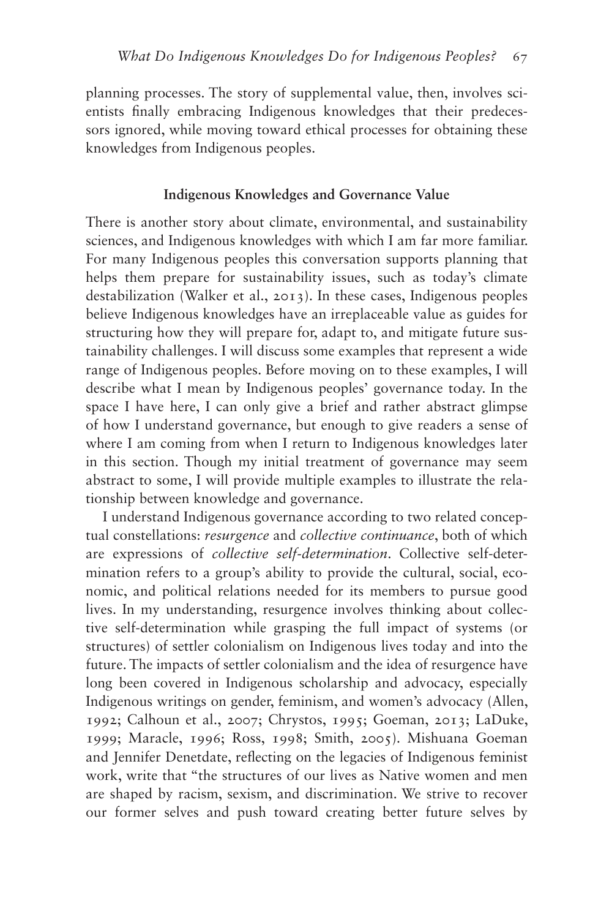planning processes. The story of supplemental value, then, involves scientists finally embracing Indigenous knowledges that their predecessors ignored, while moving toward ethical processes for obtaining these knowledges from Indigenous peoples.

### Indigenous Knowledges and Governance Value

There is another story about climate, environmental, and sustainability sciences, and Indigenous knowledges with which I am far more familiar. For many Indigenous peoples this conversation supports planning that helps them prepare for sustainability issues, such as today's climate destabilization (Walker et al., 2013). In these cases, Indigenous peoples believe Indigenous knowledges have an irreplaceable value as guides for structuring how they will prepare for, adapt to, and mitigate future sustainability challenges. I will discuss some examples that represent a wide range of Indigenous peoples. Before moving on to these examples, I will describe what I mean by Indigenous peoples' governance today. In the space I have here, I can only give a brief and rather abstract glimpse of how I understand governance, but enough to give readers a sense of where I am coming from when I return to Indigenous knowledges later in this section. Though my initial treatment of governance may seem abstract to some, I will provide multiple examples to illustrate the relationship between knowledge and governance.

I understand Indigenous governance according to two related conceptual constellations: *resurgence* and *collective continuance*, both of which are expressions of *collective self-determination*. Collective self-determination refers to a group's ability to provide the cultural, social, economic, and political relations needed for its members to pursue good lives. In my understanding, resurgence involves thinking about collective self-determination while grasping the full impact of systems (or structures) of settler colonialism on Indigenous lives today and into the future. The impacts of settler colonialism and the idea of resurgence have long been covered in Indigenous scholarship and advocacy, especially Indigenous writings on gender, feminism, and women's advocacy (Allen, 1992; Calhoun et al., 2007; Chrystos, 1995; Goeman, 2013; LaDuke, 1999; Maracle, 1996; Ross, 1998; Smith, 2005). Mishuana Goeman and Jennifer Denetdate, reflecting on the legacies of Indigenous feminist work, write that "the structures of our lives as Native women and men are shaped by racism, sexism, and discrimination. We strive to recover our former selves and push toward creating better future selves by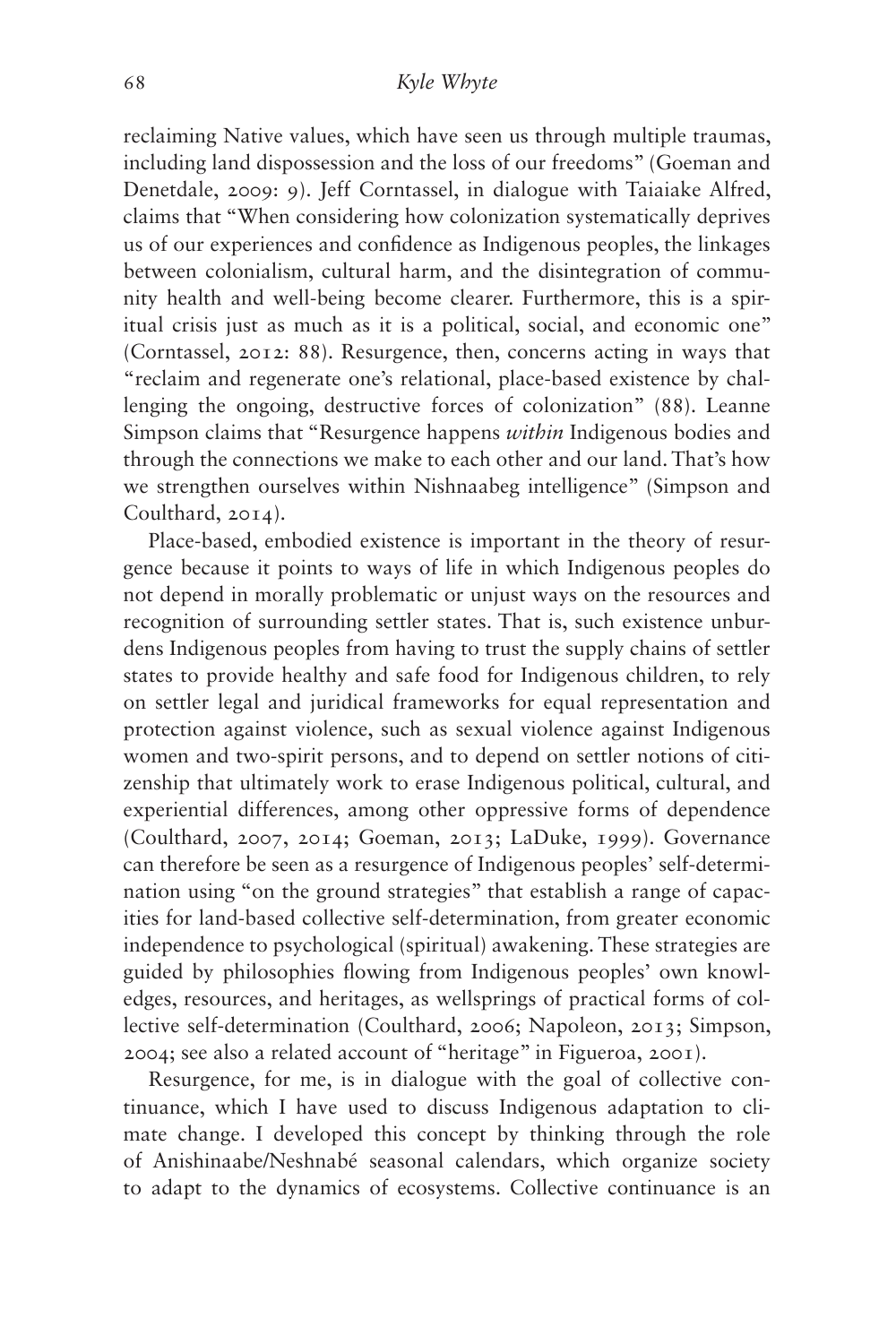reclaiming Native values, which have seen us through multiple traumas, including land dispossession and the loss of our freedoms" (Goeman and Denetdale, 2009: 9). Jeff Corntassel, in dialogue with Taiaiake Alfred, claims that "When considering how colonization systematically deprives us of our experiences and confidence as Indigenous peoples, the linkages between colonialism, cultural harm, and the disintegration of community health and well-being become clearer. Furthermore, this is a spiritual crisis just as much as it is a political, social, and economic one" (Corntassel, 2012: 88). Resurgence, then, concerns acting in ways that "reclaim and regenerate one's relational, place-based existence by challenging the ongoing, destructive forces of colonization" (88). Leanne Simpson claims that "Resurgence happens *within* Indigenous bodies and through the connections we make to each other and our land. That's how we strengthen ourselves within Nishnaabeg intelligence" (Simpson and Coulthard, 2014).

Place-based, embodied existence is important in the theory of resurgence because it points to ways of life in which Indigenous peoples do not depend in morally problematic or unjust ways on the resources and recognition of surrounding settler states. That is, such existence unburdens Indigenous peoples from having to trust the supply chains of settler states to provide healthy and safe food for Indigenous children, to rely on settler legal and juridical frameworks for equal representation and protection against violence, such as sexual violence against Indigenous women and two-spirit persons, and to depend on settler notions of citizenship that ultimately work to erase Indigenous political, cultural, and experiential differences, among other oppressive forms of dependence (Coulthard, 2007, 2014; Goeman, 2013; LaDuke, 1999). Governance can therefore be seen as a resurgence of Indigenous peoples' self-determination using "on the ground strategies" that establish a range of capacities for land-based collective self-determination, from greater economic independence to psychological (spiritual) awakening. These strategies are guided by philosophies flowing from Indigenous peoples' own knowledges, resources, and heritages, as wellsprings of practical forms of collective self-determination (Coulthard, 2006; Napoleon, 2013; Simpson, 2004; see also a related account of "heritage" in Figueroa, 2001).

Resurgence, for me, is in dialogue with the goal of collective continuance, which I have used to discuss Indigenous adaptation to climate change. I developed this concept by thinking through the role of Anishinaabe/Neshnabé seasonal calendars, which organize society to adapt to the dynamics of ecosystems. Collective continuance is an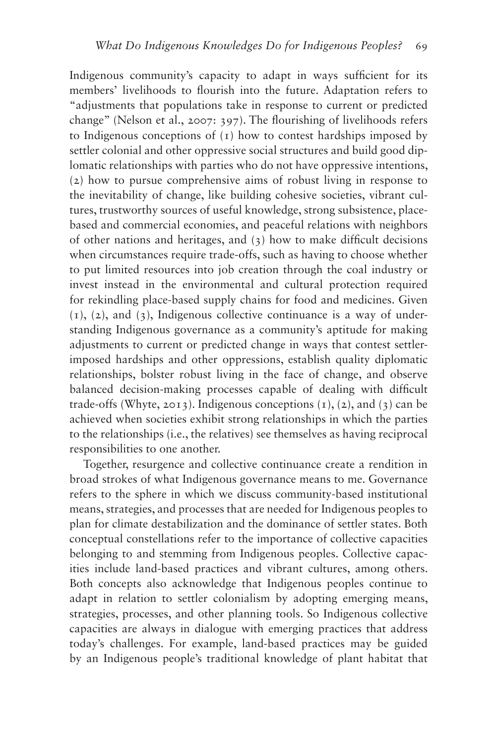Indigenous community's capacity to adapt in ways sufficient for its members' livelihoods to flourish into the future. Adaptation refers to "adjustments that populations take in response to current or predicted change" (Nelson et al., 2007: 397). The flourishing of livelihoods refers to Indigenous conceptions of (1) how to contest hardships imposed by settler colonial and other oppressive social structures and build good diplomatic relationships with parties who do not have oppressive intentions, (2) how to pursue comprehensive aims of robust living in response to the inevitability of change, like building cohesive societies, vibrant cultures, trustworthy sources of useful knowledge, strong subsistence, place-based and commercial economies, and peaceful relations with neighbors of other nations and heritages, and (3) how to make difficult decisions when circumstances require trade-offs, such as having to choose whether to put limited resources into job creation through the coal industry or invest instead in the environmental and cultural protection required for rekindling place-based supply chains for food and medicines. Given (1), (2), and (3), Indigenous collective continuance is a way of understanding Indigenous governance as a community's aptitude for making adjustments to current or predicted change in ways that contest settler-imposed hardships and other oppressions, establish quality diplomatic relationships, bolster robust living in the face of change, and observe balanced decision-making processes capable of dealing with difficult trade-offs (Whyte, 2013). Indigenous conceptions (1), (2), and (3) can be achieved when societies exhibit strong relationships in which the parties to the relationships (i.e., the relatives) see themselves as having reciprocal responsibilities to one another.

Together, resurgence and collective continuance create a rendition in broad strokes of what Indigenous governance means to me. Governance refers to the sphere in which we discuss community-based institutional means, strategies, and processes that are needed for Indigenous peoples to plan for climate destabilization and the dominance of settler states. Both conceptual constellations refer to the importance of collective capacities belonging to and stemming from Indigenous peoples. Collective capacities include land-based practices and vibrant cultures, among others. Both concepts also acknowledge that Indigenous peoples continue to adapt in relation to settler colonialism by adopting emerging means, strategies, processes, and other planning tools. So Indigenous collective capacities are always in dialogue with emerging practices that address today's challenges. For example, land-based practices may be guided by an Indigenous people's traditional knowledge of plant habitat that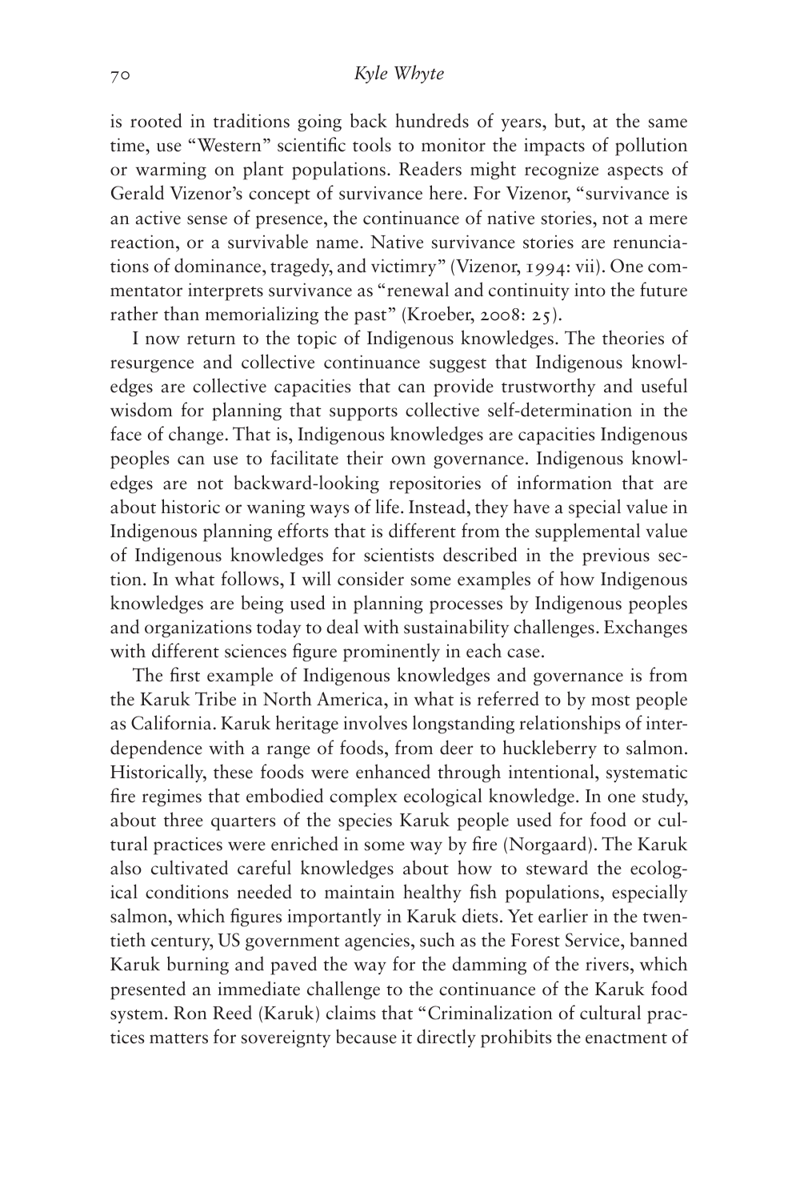is rooted in traditions going back hundreds of years, but, at the same time, use "Western" scientific tools to monitor the impacts of pollution or warming on plant populations. Readers might recognize aspects of Gerald Vizenor's concept of survivance here. For Vizenor, "survivance is an active sense of presence, the continuance of native stories, not a mere reaction, or a survivable name. Native survivance stories are renunciations of dominance, tragedy, and victimry" (Vizenor, 1994: vii). One commentator interprets survivance as "renewal and continuity into the future rather than memorializing the past" (Kroeber, 2008: 25).

I now return to the topic of Indigenous knowledges. The theories of resurgence and collective continuance suggest that Indigenous knowledges are collective capacities that can provide trustworthy and useful wisdom for planning that supports collective self-determination in the face of change. That is, Indigenous knowledges are capacities Indigenous peoples can use to facilitate their own governance. Indigenous knowledges are not backward-looking repositories of information that are about historic or waning ways of life. Instead, they have a special value in Indigenous planning efforts that is different from the supplemental value of Indigenous knowledges for scientists described in the previous section. In what follows, I will consider some examples of how Indigenous knowledges are being used in planning processes by Indigenous peoples and organizations today to deal with sustainability challenges. Exchanges with different sciences figure prominently in each case.

The first example of Indigenous knowledges and governance is from the Karuk Tribe in North America, in what is referred to by most people as California. Karuk heritage involves longstanding relationships of interdependence with a range of foods, from deer to huckleberry to salmon. Historically, these foods were enhanced through intentional, systematic fire regimes that embodied complex ecological knowledge. In one study, about three quarters of the species Karuk people used for food or cultural practices were enriched in some way by fire (Norgaard). The Karuk also cultivated careful knowledges about how to steward the ecological conditions needed to maintain healthy fish populations, especially salmon, which figures importantly in Karuk diets. Yet earlier in the twentieth century, US government agencies, such as the Forest Service, banned Karuk burning and paved the way for the damming of the rivers, which presented an immediate challenge to the continuance of the Karuk food system. Ron Reed (Karuk) claims that "Criminalization of cultural practices matters for sovereignty because it directly prohibits the enactment of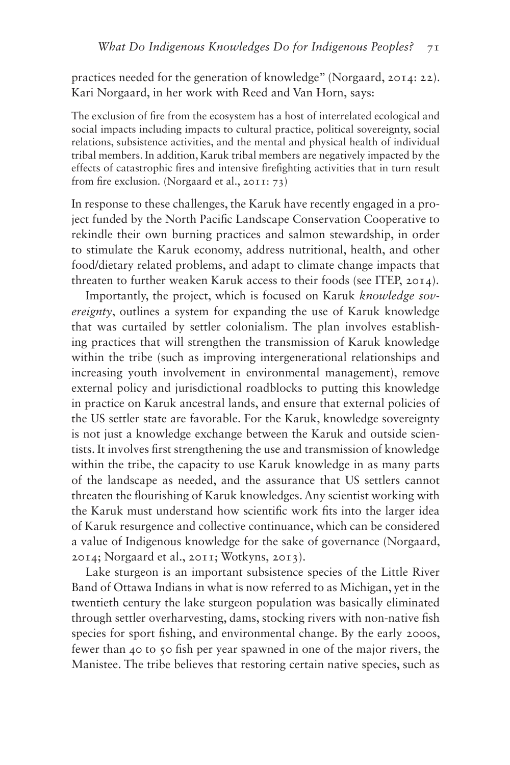practices needed for the generation of knowledge" (Norgaard, 2014: 22). Kari Norgaard, in her work with Reed and Van Horn, says:

> The exclusion of fire from the ecosystem has a host of interrelated ecological and social impacts including impacts to cultural practice, political sovereignty, social relations, subsistence activities, and the mental and physical health of individual tribal members. In addition, Karuk tribal members are negatively impacted by the effects of catastrophic fires and intensive firefighting activities that in turn result from fire exclusion. (Norgaard et al., 2011: 73)

In response to these challenges, the Karuk have recently engaged in a project funded by the North Pacific Landscape Conservation Cooperative to rekindle their own burning practices and salmon stewardship, in order to stimulate the Karuk economy, address nutritional, health, and other food/dietary related problems, and adapt to climate change impacts that threaten to further weaken Karuk access to their foods (see ITEP, 2014).

Importantly, the project, which is focused on Karuk *knowledge sovereignty*, outlines a system for expanding the use of Karuk knowledge that was curtailed by settler colonialism. The plan involves establishing practices that will strengthen the transmission of Karuk knowledge within the tribe (such as improving intergenerational relationships and increasing youth involvement in environmental management), remove external policy and jurisdictional roadblocks to putting this knowledge in practice on Karuk ancestral lands, and ensure that external policies of the US settler state are favorable. For the Karuk, knowledge sovereignty is not just a knowledge exchange between the Karuk and outside scientists. It involves first strengthening the use and transmission of knowledge within the tribe, the capacity to use Karuk knowledge in as many parts of the landscape as needed, and the assurance that US settlers cannot threaten the flourishing of Karuk knowledges. Any scientist working with the Karuk must understand how scientific work fits into the larger idea of Karuk resurgence and collective continuance, which can be considered a value of Indigenous knowledge for the sake of governance (Norgaard, 2014; Norgaard et al., 2011; Wotkyns, 2013).

Lake sturgeon is an important subsistence species of the Little River Band of Ottawa Indians in what is now referred to as Michigan, yet in the twentieth century the lake sturgeon population was basically eliminated through settler overharvesting, dams, stocking rivers with non-native fish species for sport fishing, and environmental change. By the early 2000s, fewer than 40 to 50 fish per year spawned in one of the major rivers, the Manistee. The tribe believes that restoring certain native species, such as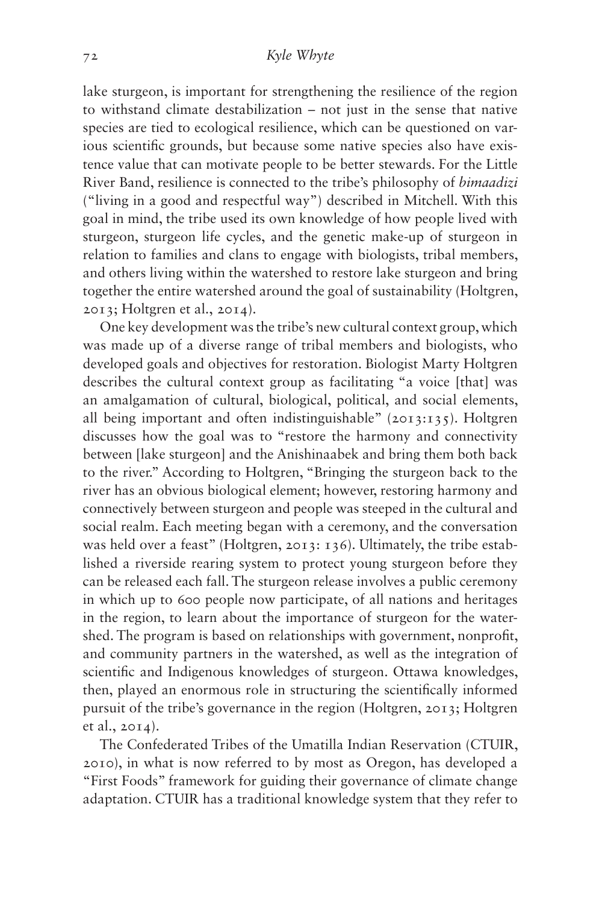lake sturgeon, is important for strengthening the resilience of the region to withstand climate destabilization – not just in the sense that native species are tied to ecological resilience, which can be questioned on various scientific grounds, but because some native species also have existence value that can motivate people to be better stewards. For the Little River Band, resilience is connected to the tribe's philosophy of *bimaadizi* ("living in a good and respectful way") described in Mitchell. With this goal in mind, the tribe used its own knowledge of how people lived with sturgeon, sturgeon life cycles, and the genetic make-up of sturgeon in relation to families and clans to engage with biologists, tribal members, and others living within the watershed to restore lake sturgeon and bring together the entire watershed around the goal of sustainability (Holtgren, 2013; Holtgren et al., 2014).

One key development was the tribe's new cultural context group, which was made up of a diverse range of tribal members and biologists, who developed goals and objectives for restoration. Biologist Marty Holtgren describes the cultural context group as facilitating "a voice [that] was an amalgamation of cultural, biological, political, and social elements, all being important and often indistinguishable" (2013:135). Holtgren discusses how the goal was to "restore the harmony and connectivity between [lake sturgeon] and the Anishinaabek and bring them both back to the river." According to Holtgren, "Bringing the sturgeon back to the river has an obvious biological element; however, restoring harmony and connectively between sturgeon and people was steeped in the cultural and social realm. Each meeting began with a ceremony, and the conversation was held over a feast" (Holtgren, 2013: 136). Ultimately, the tribe established a riverside rearing system to protect young sturgeon before they can be released each fall. The sturgeon release involves a public ceremony in which up to 600 people now participate, of all nations and heritages in the region, to learn about the importance of sturgeon for the watershed. The program is based on relationships with government, nonprofit, and community partners in the watershed, as well as the integration of scientific and Indigenous knowledges of sturgeon. Ottawa knowledges, then, played an enormous role in structuring the scientifically informed pursuit of the tribe's governance in the region (Holtgren, 2013; Holtgren et al., 2014).

The Confederated Tribes of the Umatilla Indian Reservation (CTUIR, 2010), in what is now referred to by most as Oregon, has developed a "First Foods" framework for guiding their governance of climate change adaptation. CTUIR has a traditional knowledge system that they refer to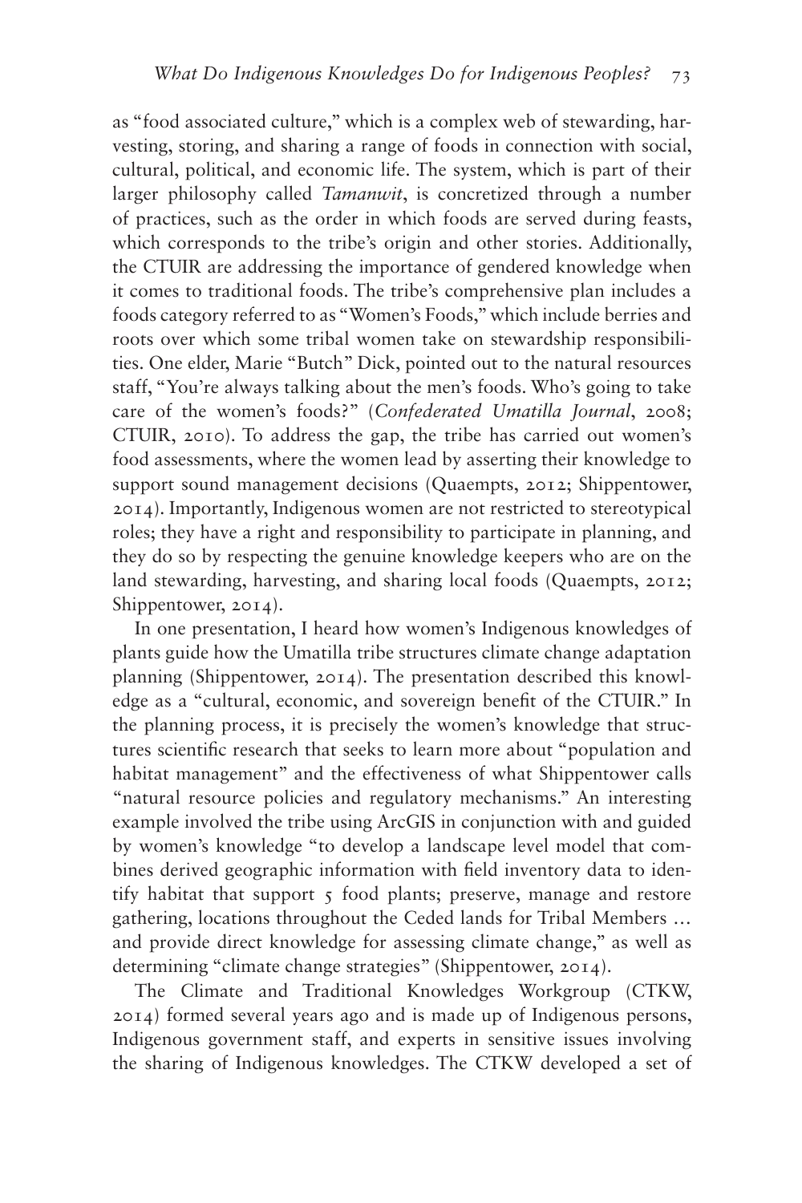as "food associated culture," which is a complex web of stewarding, harvesting, storing, and sharing a range of foods in connection with social, cultural, political, and economic life. The system, which is part of their larger philosophy called *Tamanwit*, is concretized through a number of practices, such as the order in which foods are served during feasts, which corresponds to the tribe's origin and other stories. Additionally, the CTUIR are addressing the importance of gendered knowledge when it comes to traditional foods. The tribe's comprehensive plan includes a foods category referred to as "Women's Foods," which include berries and roots over which some tribal women take on stewardship responsibilities. One elder, Marie "Butch" Dick, pointed out to the natural resources staff, "You're always talking about the men's foods. Who's going to take care of the women's foods?" (*Confederated Umatilla Journal*, 2008; CTUIR, 2010). To address the gap, the tribe has carried out women's food assessments, where the women lead by asserting their knowledge to support sound management decisions (Quaempts, 2012; Shippentower, 2014). Importantly, Indigenous women are not restricted to stereotypical roles; they have a right and responsibility to participate in planning, and they do so by respecting the genuine knowledge keepers who are on the land stewarding, harvesting, and sharing local foods (Quaempts, 2012; Shippentower, 2014).

In one presentation, I heard how women's Indigenous knowledges of plants guide how the Umatilla tribe structures climate change adaptation planning (Shippentower, 2014). The presentation described this knowledge as a "cultural, economic, and sovereign benefit of the CTUIR." In the planning process, it is precisely the women's knowledge that structures scientific research that seeks to learn more about "population and habitat management" and the effectiveness of what Shippentower calls "natural resource policies and regulatory mechanisms." An interesting example involved the tribe using ArcGIS in conjunction with and guided by women's knowledge "to develop a landscape level model that combines derived geographic information with field inventory data to identify habitat that support 5 food plants; preserve, manage and restore gathering, locations throughout the Ceded lands for Tribal Members … and provide direct knowledge for assessing climate change," as well as determining "climate change strategies" (Shippentower, 2014).

The Climate and Traditional Knowledges Workgroup (CTKW, 2014) formed several years ago and is made up of Indigenous persons, Indigenous government staff, and experts in sensitive issues involving the sharing of Indigenous knowledges. The CTKW developed a set of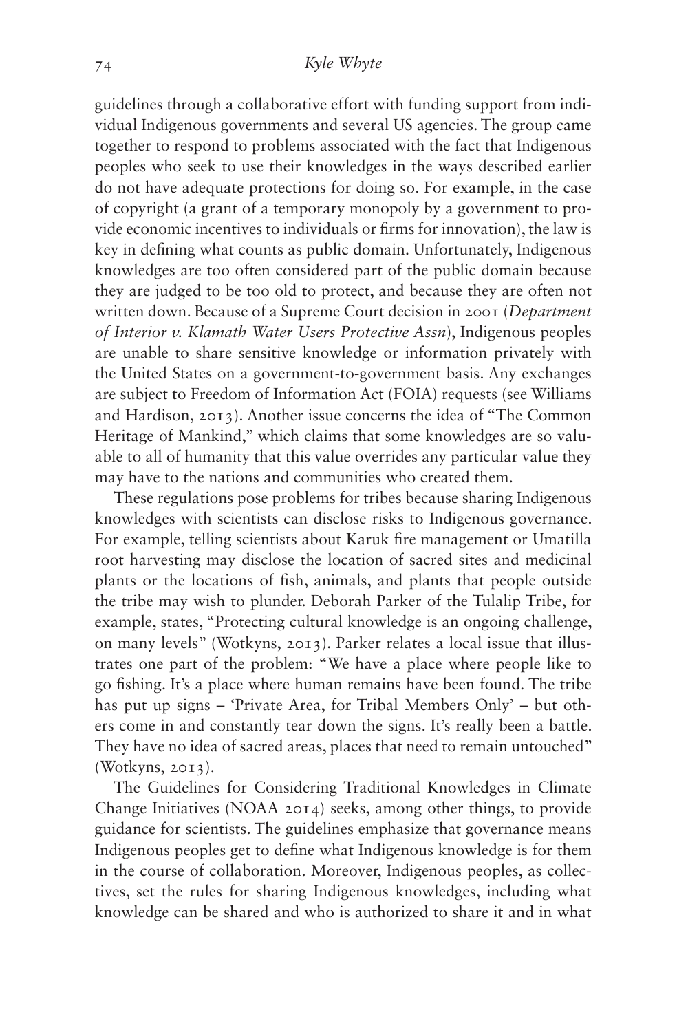guidelines through a collaborative effort with funding support from individual Indigenous governments and several US agencies. The group came together to respond to problems associated with the fact that Indigenous peoples who seek to use their knowledges in the ways described earlier do not have adequate protections for doing so. For example, in the case of copyright (a grant of a temporary monopoly by a government to provide economic incentives to individuals or firms for innovation), the law is key in defining what counts as public domain. Unfortunately, Indigenous knowledges are too often considered part of the public domain because they are judged to be too old to protect, and because they are often not written down. Because of a Supreme Court decision in 2001 (*Department of Interior v. Klamath Water Users Protective Assn*), Indigenous peoples are unable to share sensitive knowledge or information privately with the United States on a government-to-government basis. Any exchanges are subject to Freedom of Information Act (FOIA) requests (see Williams and Hardison, 2013). Another issue concerns the idea of "The Common Heritage of Mankind," which claims that some knowledges are so valuable to all of humanity that this value overrides any particular value they may have to the nations and communities who created them.

These regulations pose problems for tribes because sharing Indigenous knowledges with scientists can disclose risks to Indigenous governance. For example, telling scientists about Karuk fire management or Umatilla root harvesting may disclose the location of sacred sites and medicinal plants or the locations of fish, animals, and plants that people outside the tribe may wish to plunder. Deborah Parker of the Tulalip Tribe, for example, states, "Protecting cultural knowledge is an ongoing challenge, on many levels" (Wotkyns, 2013). Parker relates a local issue that illustrates one part of the problem: "We have a place where people like to go fishing. It's a place where human remains have been found. The tribe has put up signs – 'Private Area, for Tribal Members Only' – but others come in and constantly tear down the signs. It's really been a battle. They have no idea of sacred areas, places that need to remain untouched" (Wotkyns, 2013).

The Guidelines for Considering Traditional Knowledges in Climate Change Initiatives (NOAA 2014) seeks, among other things, to provide guidance for scientists. The guidelines emphasize that governance means Indigenous peoples get to define what Indigenous knowledge is for them in the course of collaboration. Moreover, Indigenous peoples, as collectives, set the rules for sharing Indigenous knowledges, including what knowledge can be shared and who is authorized to share it and in what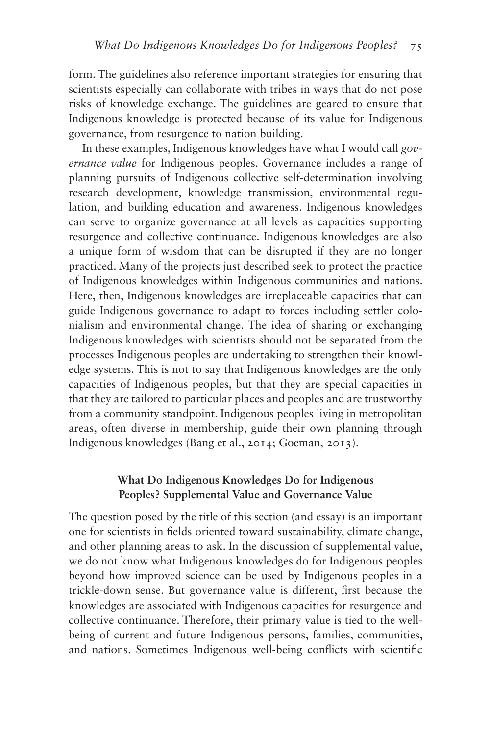form. The guidelines also reference important strategies for ensuring that scientists especially can collaborate with tribes in ways that do not pose risks of knowledge exchange. The guidelines are geared to ensure that Indigenous knowledge is protected because of its value for Indigenous governance, from resurgence to nation building.

In these examples, Indigenous knowledges have what I would call *governance value* for Indigenous peoples. Governance includes a range of planning pursuits of Indigenous collective self-determination involving research development, knowledge transmission, environmental regulation, and building education and awareness. Indigenous knowledges can serve to organize governance at all levels as capacities supporting resurgence and collective continuance. Indigenous knowledges are also a unique form of wisdom that can be disrupted if they are no longer practiced. Many of the projects just described seek to protect the practice of Indigenous knowledges within Indigenous communities and nations. Here, then, Indigenous knowledges are irreplaceable capacities that can guide Indigenous governance to adapt to forces including settler colonialism and environmental change. The idea of sharing or exchanging Indigenous knowledges with scientists should not be separated from the processes Indigenous peoples are undertaking to strengthen their knowledge systems. This is not to say that Indigenous knowledges are the only capacities of Indigenous peoples, but that they are special capacities in that they are tailored to particular places and peoples and are trustworthy from a community standpoint. Indigenous peoples living in metropolitan areas, often diverse in membership, guide their own planning through Indigenous knowledges (Bang et al., 2014; Goeman, 2013).

## What Do Indigenous Knowledges Do for Indigenous Peoples? Supplemental Value and Governance Value

The question posed by the title of this section (and essay) is an important one for scientists in fields oriented toward sustainability, climate change, and other planning areas to ask. In the discussion of supplemental value, we do not know what Indigenous knowledges do for Indigenous peoples beyond how improved science can be used by Indigenous peoples in a trickle-down sense. But governance value is different, first because the knowledges are associated with Indigenous capacities for resurgence and collective continuance. Therefore, their primary value is tied to the well-being of current and future Indigenous persons, families, communities, and nations. Sometimes Indigenous well-being conflicts with scientific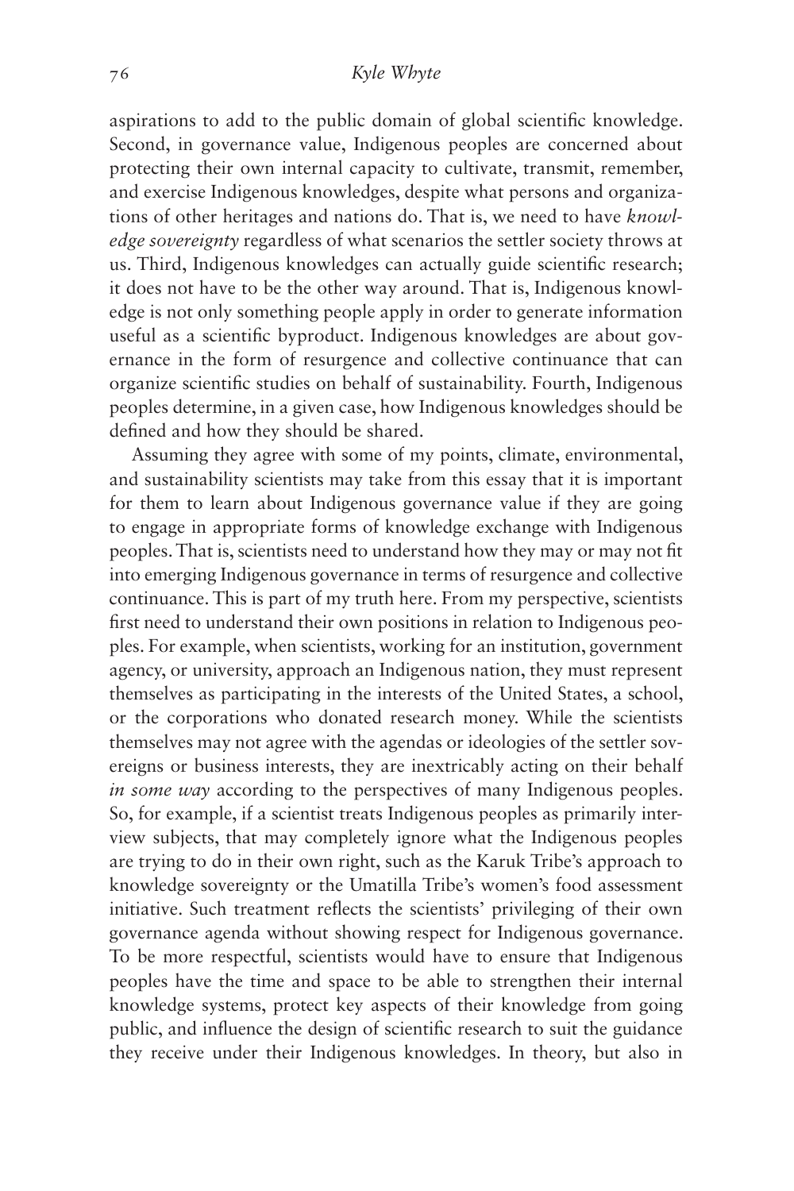aspirations to add to the public domain of global scientific knowledge. Second, in governance value, Indigenous peoples are concerned about protecting their own internal capacity to cultivate, transmit, remember, and exercise Indigenous knowledges, despite what persons and organizations of other heritages and nations do. That is, we need to have *knowledge sovereignty* regardless of what scenarios the settler society throws at us. Third, Indigenous knowledges can actually guide scientific research; it does not have to be the other way around. That is, Indigenous knowledge is not only something people apply in order to generate information useful as a scientific byproduct. Indigenous knowledges are about governance in the form of resurgence and collective continuance that can organize scientific studies on behalf of sustainability. Fourth, Indigenous peoples determine, in a given case, how Indigenous knowledges should be defined and how they should be shared.

Assuming they agree with some of my points, climate, environmental, and sustainability scientists may take from this essay that it is important for them to learn about Indigenous governance value if they are going to engage in appropriate forms of knowledge exchange with Indigenous peoples. That is, scientists need to understand how they may or may not fit into emerging Indigenous governance in terms of resurgence and collective continuance. This is part of my truth here. From my perspective, scientists first need to understand their own positions in relation to Indigenous peoples. For example, when scientists, working for an institution, government agency, or university, approach an Indigenous nation, they must represent themselves as participating in the interests of the United States, a school, or the corporations who donated research money. While the scientists themselves may not agree with the agendas or ideologies of the settler sovereigns or business interests, they are inextricably acting on their behalf *in some way* according to the perspectives of many Indigenous peoples. So, for example, if a scientist treats Indigenous peoples as primarily interview subjects, that may completely ignore what the Indigenous peoples are trying to do in their own right, such as the Karuk Tribe's approach to knowledge sovereignty or the Umatilla Tribe's women's food assessment initiative. Such treatment reflects the scientists' privileging of their own governance agenda without showing respect for Indigenous governance. To be more respectful, scientists would have to ensure that Indigenous peoples have the time and space to be able to strengthen their internal knowledge systems, protect key aspects of their knowledge from going public, and influence the design of scientific research to suit the guidance they receive under their Indigenous knowledges. In theory, but also in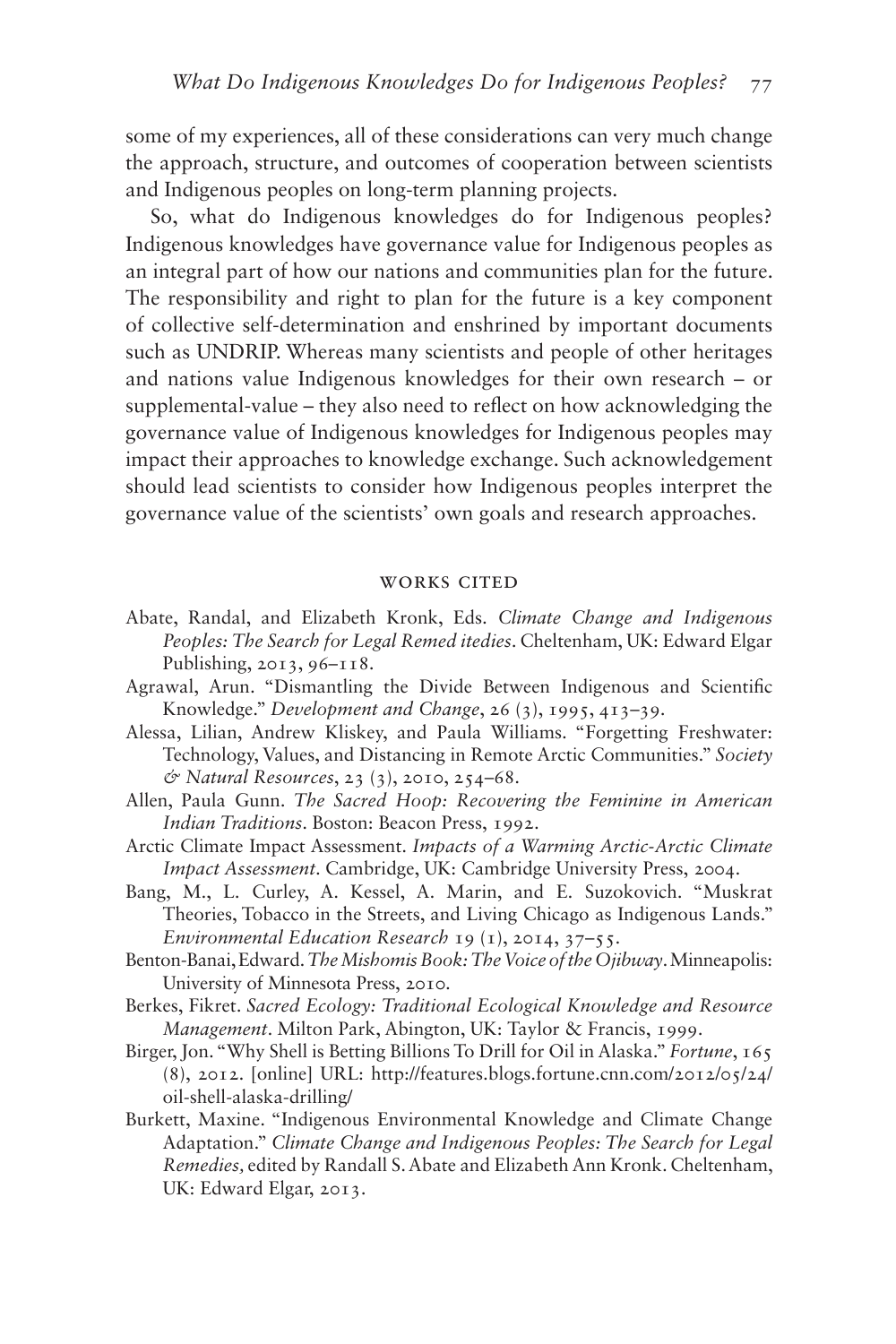some of my experiences, all of these considerations can very much change the approach, structure, and outcomes of cooperation between scientists and Indigenous peoples on long-term planning projects.

So, what do Indigenous knowledges do for Indigenous peoples? Indigenous knowledges have governance value for Indigenous peoples as an integral part of how our nations and communities plan for the future. The responsibility and right to plan for the future is a key component of collective self-determination and enshrined by important documents such as UNDRIP. Whereas many scientists and people of other heritages and nations value Indigenous knowledges for their own research – or supplemental-value – they also need to reflect on how acknowledging the governance value of Indigenous knowledges for Indigenous peoples may impact their approaches to knowledge exchange. Such acknowledgement should lead scientists to consider how Indigenous peoples interpret the governance value of the scientists' own goals and research approaches.

## WORKS CITED

Abate, Randal, and Elizabeth Kronk, Eds. *Climate Change and Indigenous Peoples: The Search for Legal Remed itedies*. Cheltenham, UK: Edward Elgar Publishing, 2013, 96–118.

Agrawal, Arun. "Dismantling the Divide Between Indigenous and Scientific Knowledge." *Development and Change*, 26 (3), 1995, 413–39.

Alessa, Lilian, Andrew Kliskey, and Paula Williams. "Forgetting Freshwater: Technology, Values, and Distancing in Remote Arctic Communities." *Society & Natural Resources*, 23 (3), 2010, 254–68.

Allen, Paula Gunn. *The Sacred Hoop: Recovering the Feminine in American Indian Traditions*. Boston: Beacon Press, 1992.

Arctic Climate Impact Assessment. *Impacts of a Warming Arctic-Arctic Climate Impact Assessment*. Cambridge, UK: Cambridge University Press, 2004.

Bang, M., L. Curley, A. Kessel, A. Marin, and E. Suzokovich. "Muskrat Theories, Tobacco in the Streets, and Living Chicago as Indigenous Lands." *Environmental Education Research* 19 (1), 2014, 37–55.

Benton-Banai, Edward. *The Mishomis Book: The Voice of the Ojibway*. Minneapolis: University of Minnesota Press, 2010.

Berkes, Fikret. *Sacred Ecology: Traditional Ecological Knowledge and Resource Management*. Milton Park, Abington, UK: Taylor & Francis, 1999.

Birger, Jon. "Why Shell is Betting Billions To Drill for Oil in Alaska." *Fortune*, 165 (8), 2012. [online] URL: http://features.blogs.fortune.cnn.com/2012/05/24/oil-shell-alaska-drilling/

Burkett, Maxine. "Indigenous Environmental Knowledge and Climate Change Adaptation." *Climate Change and Indigenous Peoples: The Search for Legal Remedies,* edited by Randall S. Abate and Elizabeth Ann Kronk. Cheltenham, UK: Edward Elgar, 2013.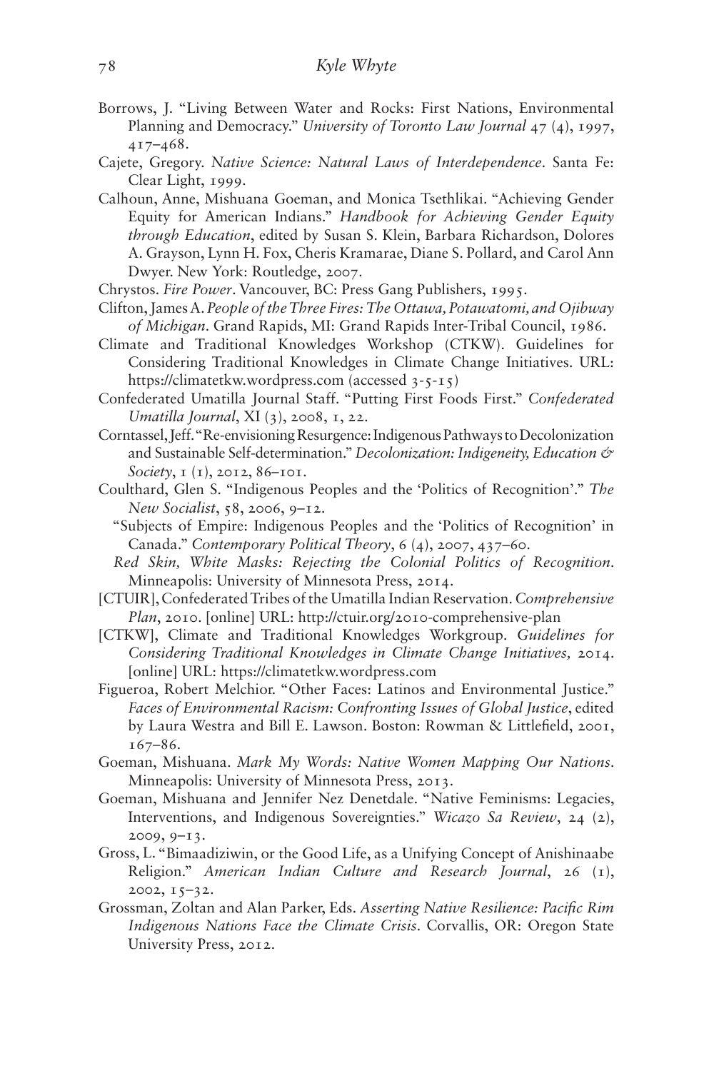Borrows, J. "Living Between Water and Rocks: First Nations, Environmental Planning and Democracy." *University of Toronto Law Journal* 47 (4), 1997, 417–468.

Cajete, Gregory. *Native Science: Natural Laws of Interdependence*. Santa Fe: Clear Light, 1999.

Calhoun, Anne, Mishuana Goeman, and Monica Tsethlikai. "Achieving Gender Equity for American Indians." *Handbook for Achieving Gender Equity through Education*, edited by Susan S. Klein, Barbara Richardson, Dolores A. Grayson, Lynn H. Fox, Cheris Kramarae, Diane S. Pollard, and Carol Ann Dwyer. New York: Routledge, 2007.

Chrystos. *Fire Power*. Vancouver, BC: Press Gang Publishers, 1995.

Clifton, James A. *People of the Three Fires: The Ottawa, Potawatomi, and Ojibway of Michigan*. Grand Rapids, MI: Grand Rapids Inter-Tribal Council, 1986.

Climate and Traditional Knowledges Workshop (CTKW). Guidelines for Considering Traditional Knowledges in Climate Change Initiatives. URL: https://climatetkw.wordpress.com (accessed 3-5-15)

Confederated Umatilla Journal Staff. "Putting First Foods First." *Confederated Umatilla Journal*, XI (3), 2008, 1, 22.

Corntassel, Jeff. "Re-envisioning Resurgence: Indigenous Pathways to Decolonization and Sustainable Self-determination." *Decolonization: Indigeneity, Education & Society*, 1 (1), 2012, 86–101.

Coulthard, Glen S. "Indigenous Peoples and the 'Politics of Recognition'." *The New Socialist*, 58, 2006, 9–12.

"Subjects of Empire: Indigenous Peoples and the 'Politics of Recognition' in Canada." *Contemporary Political Theory*, 6 (4), 2007, 437–60.

*Red Skin, White Masks: Rejecting the Colonial Politics of Recognition*. Minneapolis: University of Minnesota Press, 2014.

[CTUIR], Confederated Tribes of the Umatilla Indian Reservation. *Comprehensive Plan*, 2010. [online] URL: http://ctuir.org/2010-comprehensive-plan

[CTKW], Climate and Traditional Knowledges Workgroup. *Guidelines for Considering Traditional Knowledges in Climate Change Initiatives*, 2014. [online] URL: https://climatetkw.wordpress.com

Figueroa, Robert Melchior. "Other Faces: Latinos and Environmental Justice." *Faces of Environmental Racism: Confronting Issues of Global Justice*, edited by Laura Westra and Bill E. Lawson. Boston: Rowman & Littlefield, 2001, 167–86.

Goeman, Mishuana. *Mark My Words: Native Women Mapping Our Nations*. Minneapolis: University of Minnesota Press, 2013.

Goeman, Mishuana and Jennifer Nez Denetdale. "Native Feminisms: Legacies, Interventions, and Indigenous Sovereignties." *Wicazo Sa Review*, 24 (2), 2009, 9–13.

Gross, L. "Bimaadiziwin, or the Good Life, as a Unifying Concept of Anishinaabe Religion." *American Indian Culture and Research Journal*, 26 (1), 2002, 15–32.

Grossman, Zoltan and Alan Parker, Eds. *Asserting Native Resilience: Pacific Rim Indigenous Nations Face the Climate Crisis*. Corvallis, OR: Oregon State University Press, 2012.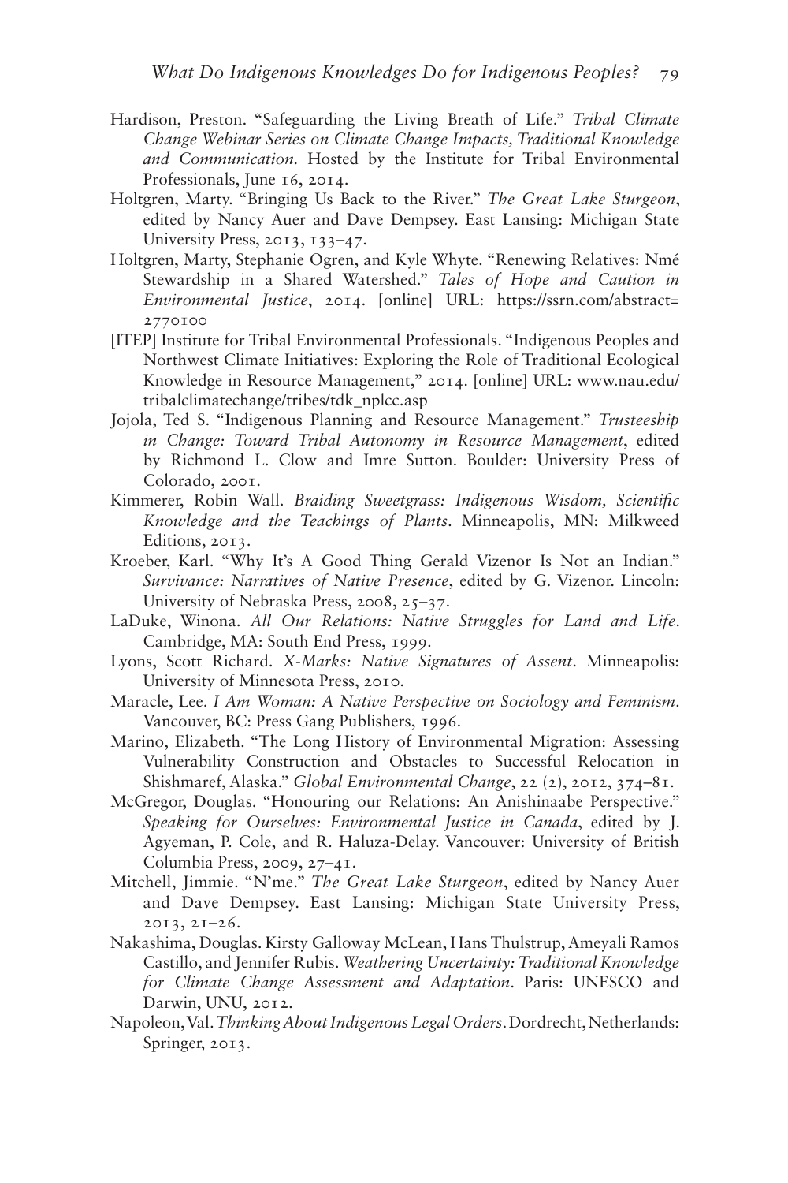Hardison, Preston. "Safeguarding the Living Breath of Life." *Tribal Climate Change Webinar Series on Climate Change Impacts, Traditional Knowledge and Communication*. Hosted by the Institute for Tribal Environmental Professionals, June 16, 2014.

Holtgren, Marty. "Bringing Us Back to the River." *The Great Lake Sturgeon*, edited by Nancy Auer and Dave Dempsey. East Lansing: Michigan State University Press, 2013, 133–47.

Holtgren, Marty, Stephanie Ogren, and Kyle Whyte. "Renewing Relatives: Nmé Stewardship in a Shared Watershed." *Tales of Hope and Caution in Environmental Justice*, 2014. [online] URL: https://ssrn.com/abstract=2770100

[ITEP] Institute for Tribal Environmental Professionals. "Indigenous Peoples and Northwest Climate Initiatives: Exploring the Role of Traditional Ecological Knowledge in Resource Management," 2014. [online] URL: www.nau.edu/tribalclimatechange/tribes/tdk_nplcc.asp

Jojola, Ted S. "Indigenous Planning and Resource Management." *Trusteeship in Change: Toward Tribal Autonomy in Resource Management*, edited by Richmond L. Clow and Imre Sutton. Boulder: University Press of Colorado, 2001.

Kimmerer, Robin Wall. *Braiding Sweetgrass: Indigenous Wisdom, Scientific Knowledge and the Teachings of Plants*. Minneapolis, MN: Milkweed Editions, 2013.

Kroeber, Karl. "Why It's A Good Thing Gerald Vizenor Is Not an Indian." *Survivance: Narratives of Native Presence*, edited by G. Vizenor. Lincoln: University of Nebraska Press, 2008, 25–37.

LaDuke, Winona. *All Our Relations: Native Struggles for Land and Life*. Cambridge, MA: South End Press, 1999.

Lyons, Scott Richard. *X-Marks: Native Signatures of Assent*. Minneapolis: University of Minnesota Press, 2010.

Maracle, Lee. *I Am Woman: A Native Perspective on Sociology and Feminism*. Vancouver, BC: Press Gang Publishers, 1996.

Marino, Elizabeth. "The Long History of Environmental Migration: Assessing Vulnerability Construction and Obstacles to Successful Relocation in Shishmaref, Alaska." *Global Environmental Change*, 22 (2), 2012, 374–81.

McGregor, Douglas. "Honouring our Relations: An Anishinaabe Perspective." *Speaking for Ourselves: Environmental Justice in Canada*, edited by J. Agyeman, P. Cole, and R. Haluza-Delay. Vancouver: University of British Columbia Press, 2009, 27–41.

Mitchell, Jimmie. "N'me." *The Great Lake Sturgeon*, edited by Nancy Auer and Dave Dempsey. East Lansing: Michigan State University Press, 2013, 21–26.

Nakashima, Douglas. Kirsty Galloway McLean, Hans Thulstrup, Ameyali Ramos Castillo, and Jennifer Rubis. *Weathering Uncertainty: Traditional Knowledge for Climate Change Assessment and Adaptation*. Paris: UNESCO and Darwin, UNU, 2012.

Napoleon, Val. *Thinking About Indigenous Legal Orders*. Dordrecht, Netherlands: Springer, 2013.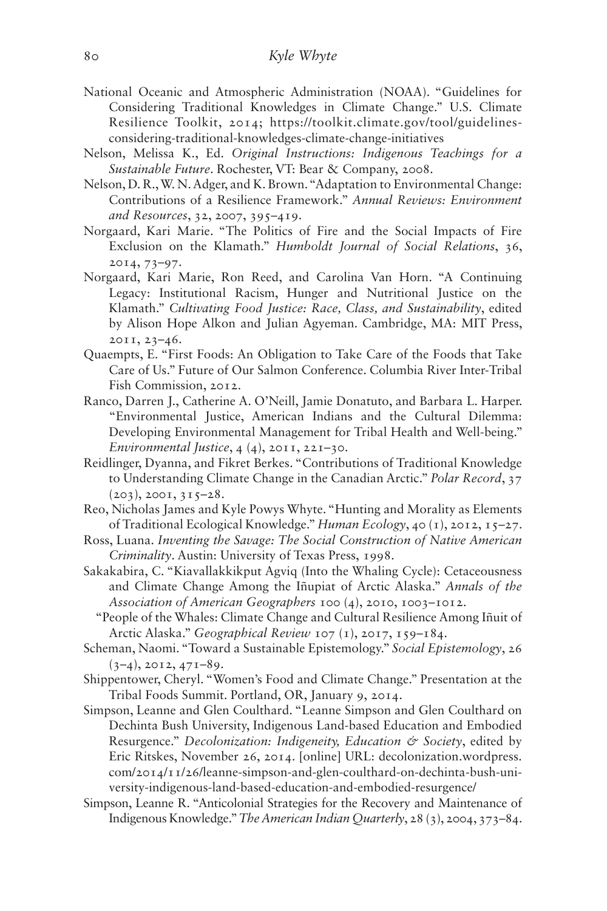National Oceanic and Atmospheric Administration (NOAA). "Guidelines for Considering Traditional Knowledges in Climate Change." U.S. Climate Resilience Toolkit, 2014; https://toolkit.climate.gov/tool/guidelines-considering-traditional-knowledges-climate-change-initiatives

Nelson, Melissa K., Ed. *Original Instructions: Indigenous Teachings for a Sustainable Future*. Rochester, VT: Bear & Company, 2008.

Nelson, D. R., W. N. Adger, and K. Brown. "Adaptation to Environmental Change: Contributions of a Resilience Framework." *Annual Reviews: Environment and Resources*, 32, 2007, 395–419.

Norgaard, Kari Marie. "The Politics of Fire and the Social Impacts of Fire Exclusion on the Klamath." *Humboldt Journal of Social Relations*, 36, 2014, 73–97.

Norgaard, Kari Marie, Ron Reed, and Carolina Van Horn. "A Continuing Legacy: Institutional Racism, Hunger and Nutritional Justice on the Klamath." *Cultivating Food Justice: Race, Class, and Sustainability*, edited by Alison Hope Alkon and Julian Agyeman. Cambridge, MA: MIT Press, 2011, 23–46.

Quaempts, E. "First Foods: An Obligation to Take Care of the Foods that Take Care of Us." Future of Our Salmon Conference. Columbia River Inter-Tribal Fish Commission, 2012.

Ranco, Darren J., Catherine A. O'Neill, Jamie Donatuto, and Barbara L. Harper. "Environmental Justice, American Indians and the Cultural Dilemma: Developing Environmental Management for Tribal Health and Well-being." *Environmental Justice*, 4 (4), 2011, 221–30.

Reidlinger, Dyanna, and Fikret Berkes. "Contributions of Traditional Knowledge to Understanding Climate Change in the Canadian Arctic." *Polar Record*, 37 (203), 2001, 315–28.

Reo, Nicholas James and Kyle Powys Whyte. "Hunting and Morality as Elements of Traditional Ecological Knowledge." *Human Ecology*, 40 (1), 2012, 15–27.

Ross, Luana. *Inventing the Savage: The Social Construction of Native American Criminality*. Austin: University of Texas Press, 1998.

Sakakabira, C. "Kiavallakkikput Agviq (Into the Whaling Cycle): Cetaceousness and Climate Change Among the Iñupiat of Arctic Alaska." *Annals of the Association of American Geographers* 100 (4), 2010, 1003–1012.

"People of the Whales: Climate Change and Cultural Resilience Among Iñuit of Arctic Alaska." *Geographical Review* 107 (1), 2017, 159–184.

Scheman, Naomi. "Toward a Sustainable Epistemology." *Social Epistemology*, 26 (3–4), 2012, 471–89.

Shippentower, Cheryl. "Women's Food and Climate Change." Presentation at the Tribal Foods Summit. Portland, OR, January 9, 2014.

Simpson, Leanne and Glen Coulthard. "Leanne Simpson and Glen Coulthard on Dechinta Bush University, Indigenous Land-based Education and Embodied Resurgence." *Decolonization: Indigeneity, Education & Society*, edited by Eric Ritskes, November 26, 2014. [online] URL: decolonization.wordpress.com/2014/11/26/leanne-simpson-and-glen-coulthard-on-dechinta-bush-university-indigenous-land-based-education-and-embodied-resurgence/

Simpson, Leanne R. "Anticolonial Strategies for the Recovery and Maintenance of Indigenous Knowledge." *The American Indian Quarterly*, 28 (3), 2004, 373–84.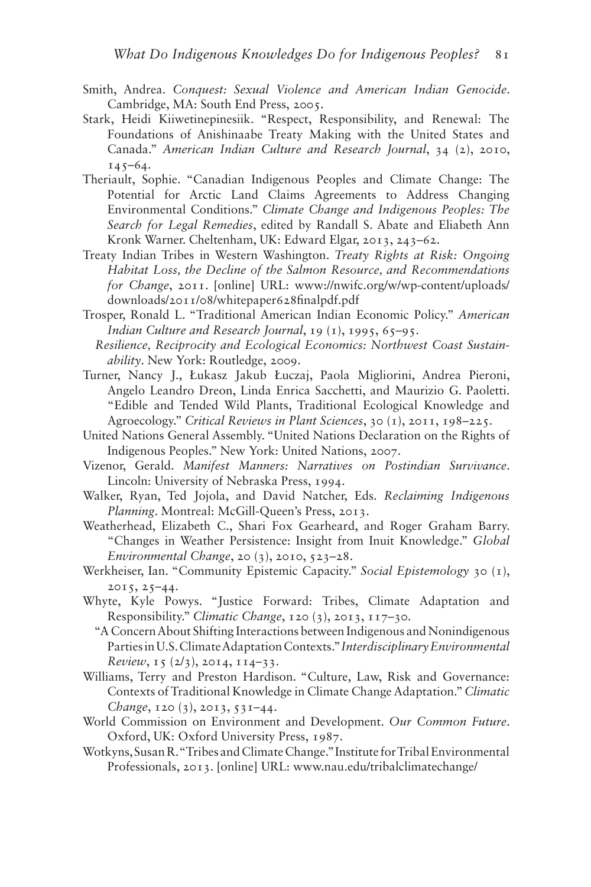Smith, Andrea. *Conquest: Sexual Violence and American Indian Genocide*. Cambridge, MA: South End Press, 2005.

Stark, Heidi Kiiwetinepinesiik. "Respect, Responsibility, and Renewal: The Foundations of Anishinaabe Treaty Making with the United States and Canada." *American Indian Culture and Research Journal*, 34 (2), 2010, 145–64.

Theriault, Sophie. "Canadian Indigenous Peoples and Climate Change: The Potential for Arctic Land Claims Agreements to Address Changing Environmental Conditions." *Climate Change and Indigenous Peoples: The Search for Legal Remedies*, edited by Randall S. Abate and Eliabeth Ann Kronk Warner. Cheltenham, UK: Edward Elgar, 2013, 243–62.

Treaty Indian Tribes in Western Washington. *Treaty Rights at Risk: Ongoing Habitat Loss, the Decline of the Salmon Resource, and Recommendations for Change*, 2011. [online] URL: www://nwifc.org/w/wp-content/uploads/downloads/2011/08/whitepaper628finalpdf.pdf

Trosper, Ronald L. "Traditional American Indian Economic Policy." *American Indian Culture and Research Journal*, 19 (1), 1995, 65–95.

*Resilience, Reciprocity and Ecological Economics: Northwest Coast Sustainability*. New York: Routledge, 2009.

Turner, Nancy J., Łukasz Jakub Łuczaj, Paola Migliorini, Andrea Pieroni, Angelo Leandro Dreon, Linda Enrica Sacchetti, and Maurizio G. Paoletti. "Edible and Tended Wild Plants, Traditional Ecological Knowledge and Agroecology." *Critical Reviews in Plant Sciences*, 30 (1), 2011, 198–225.

United Nations General Assembly. "United Nations Declaration on the Rights of Indigenous Peoples." New York: United Nations, 2007.

Vizenor, Gerald. *Manifest Manners: Narratives on Postindian Survivance*. Lincoln: University of Nebraska Press, 1994.

Walker, Ryan, Ted Jojola, and David Natcher, Eds. *Reclaiming Indigenous Planning*. Montreal: McGill-Queen's Press, 2013.

Weatherhead, Elizabeth C., Shari Fox Gearheard, and Roger Graham Barry. "Changes in Weather Persistence: Insight from Inuit Knowledge." *Global Environmental Change*, 20 (3), 2010, 523–28.

Werkheiser, Ian. "Community Epistemic Capacity." *Social Epistemology* 30 (1), 2015, 25–44.

Whyte, Kyle Powys. "Justice Forward: Tribes, Climate Adaptation and Responsibility." *Climatic Change*, 120 (3), 2013, 117–30.

"A Concern About Shifting Interactions between Indigenous and Nonindigenous Parties in U.S. Climate Adaptation Contexts." *Interdisciplinary Environmental Review*, 15 (2/3), 2014, 114–33.

Williams, Terry and Preston Hardison. "Culture, Law, Risk and Governance: Contexts of Traditional Knowledge in Climate Change Adaptation." *Climatic Change*, 120 (3), 2013, 531–44.

World Commission on Environment and Development. *Our Common Future*. Oxford, UK: Oxford University Press, 1987.

Wotkyns, Susan R. "Tribes and Climate Change." Institute for Tribal Environmental Professionals, 2013. [online] URL: www.nau.edu/tribalclimatechange/